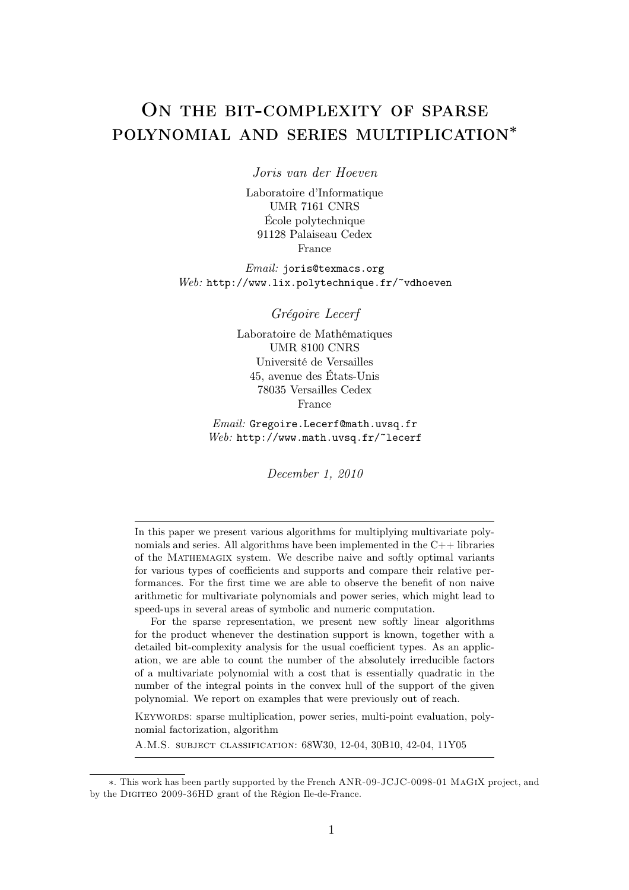# On the bit-complexity of sparse polynomial and series multiplication*

*Joris van der Hoeven*

Laboratoire d'Informatique
UMR 7161 CNRS
École polytechnique
91128 Palaiseau Cedex
France

*Email:* joris@texmacs.org
*Web:* http://www.lix.polytechnique.fr/~vdhoeven

*Grégoire Lecerf*

Laboratoire de Mathématiques
UMR 8100 CNRS
Université de Versailles
45, avenue des États-Unis
78035 Versailles Cedex
France

*Email:* Gregoire.Lecerf@math.uvsq.fr
*Web:* http://www.math.uvsq.fr/~lecerf

*December 1, 2010*

---

In this paper we present various algorithms for multiplying multivariate polynomials and series. All algorithms have been implemented in the C++ libraries of the Mathemagix system. We describe naive and softly optimal variants for various types of coefficients and supports and compare their relative performances. For the first time we are able to observe the benefit of non naive arithmetic for multivariate polynomials and power series, which might lead to speed-ups in several areas of symbolic and numeric computation.

For the sparse representation, we present new softly linear algorithms for the product whenever the destination support is known, together with a detailed bit-complexity analysis for the usual coefficient types. As an application, we are able to count the number of the absolutely irreducible factors of a multivariate polynomial with a cost that is essentially quadratic in the number of the integral points in the convex hull of the support of the given polynomial. We report on examples that were previously out of reach.

Keywords: sparse multiplication, power series, multi-point evaluation, polynomial factorization, algorithm

A.M.S. subject classification: 68W30, 12-04, 30B10, 42-04, 11Y05

---

*. This work has been partly supported by the French ANR-09-JCJC-0098-01 MaGiX project, and by the Digiteo 2009-36HD grant of the Région Ile-de-France.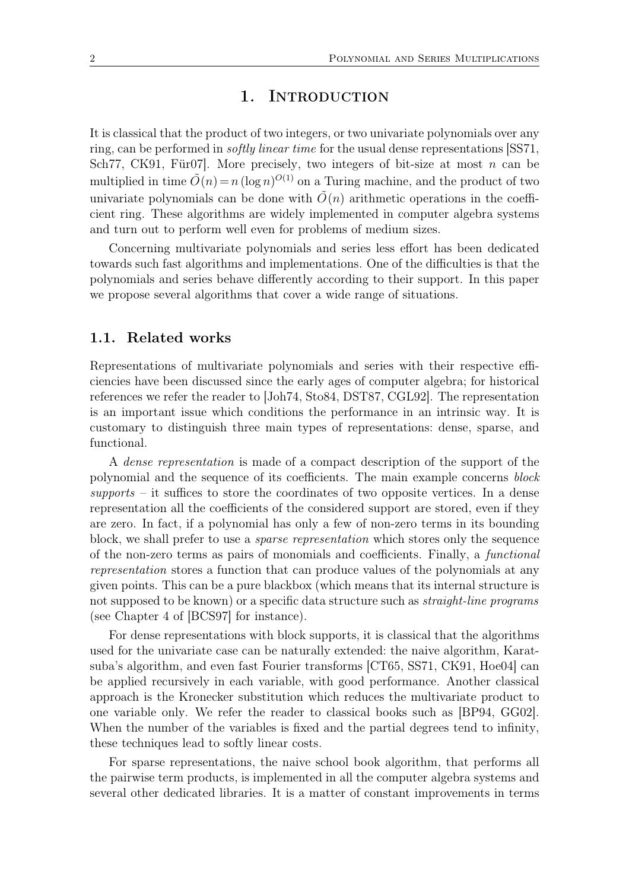# 1. Introduction

It is classical that the product of two integers, or two univariate polynomials over any ring, can be performed in *softly linear time* for the usual dense representations [SS71, Sch77, CK91, Für07]. More precisely, two integers of bit-size at most $n$ can be multiplied in time $\tilde{O}(n) = n (\log n)^{O(1)}$ on a Turing machine, and the product of two univariate polynomials can be done with $\tilde{O}(n)$ arithmetic operations in the coefficient ring. These algorithms are widely implemented in computer algebra systems and turn out to perform well even for problems of medium sizes.

Concerning multivariate polynomials and series less effort has been dedicated towards such fast algorithms and implementations. One of the difficulties is that the polynomials and series behave differently according to their support. In this paper we propose several algorithms that cover a wide range of situations.

## 1.1. Related works

Representations of multivariate polynomials and series with their respective efficiencies have been discussed since the early ages of computer algebra; for historical references we refer the reader to [Joh74, Sto84, DST87, CGL92]. The representation is an important issue which conditions the performance in an intrinsic way. It is customary to distinguish three main types of representations: dense, sparse, and functional.

A *dense representation* is made of a compact description of the support of the polynomial and the sequence of its coefficients. The main example concerns *block supports* – it suffices to store the coordinates of two opposite vertices. In a dense representation all the coefficients of the considered support are stored, even if they are zero. In fact, if a polynomial has only a few of non-zero terms in its bounding block, we shall prefer to use a *sparse representation* which stores only the sequence of the non-zero terms as pairs of monomials and coefficients. Finally, a *functional representation* stores a function that can produce values of the polynomials at any given points. This can be a pure blackbox (which means that its internal structure is not supposed to be known) or a specific data structure such as *straight-line programs* (see Chapter 4 of [BCS97] for instance).

For dense representations with block supports, it is classical that the algorithms used for the univariate case can be naturally extended: the naive algorithm, Karatsuba's algorithm, and even fast Fourier transforms [CT65, SS71, CK91, Hoe04] can be applied recursively in each variable, with good performance. Another classical approach is the Kronecker substitution which reduces the multivariate product to one variable only. We refer the reader to classical books such as [BP94, GG02]. When the number of the variables is fixed and the partial degrees tend to infinity, these techniques lead to softly linear costs.

For sparse representations, the naive school book algorithm, that performs all the pairwise term products, is implemented in all the computer algebra systems and several other dedicated libraries. It is a matter of constant improvements in terms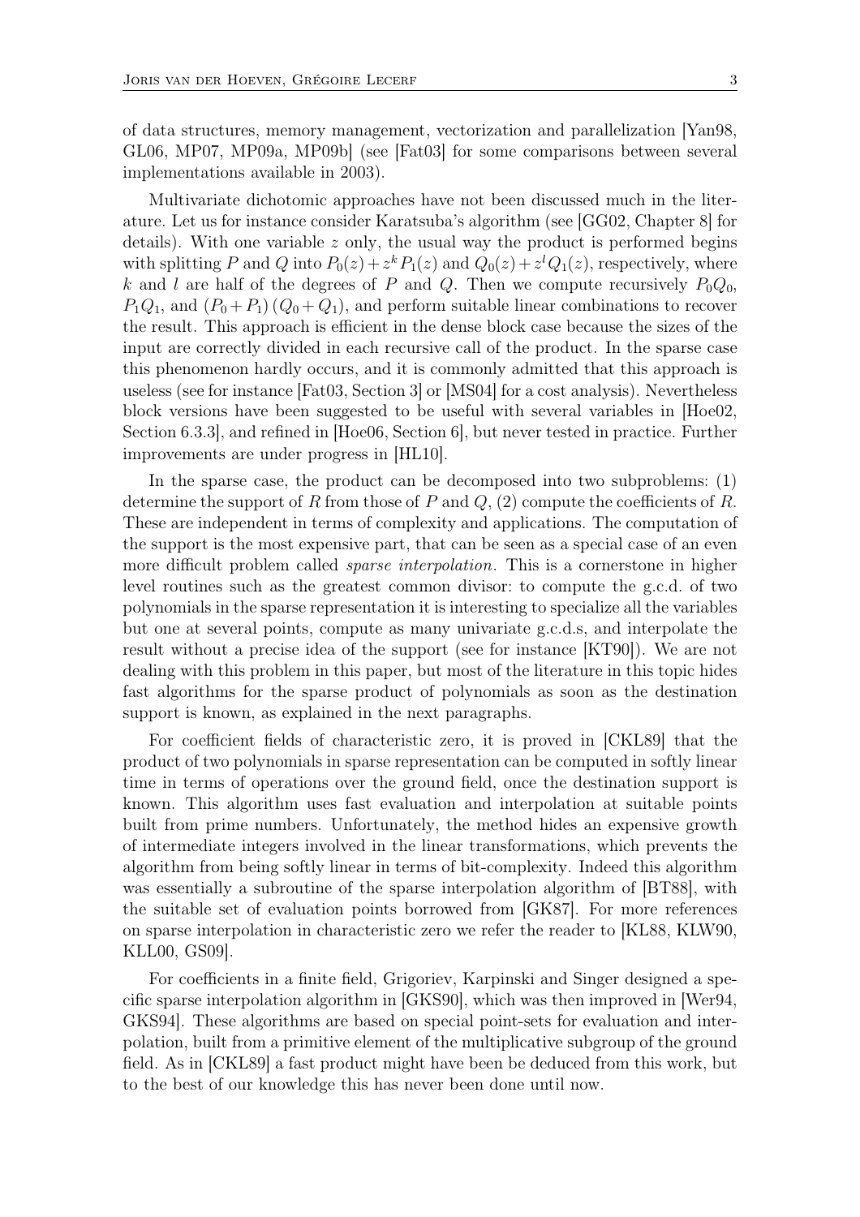of data structures, memory management, vectorization and parallelization [Yan98, GL06, MP07, MP09a, MP09b] (see [Fat03] for some comparisons between several implementations available in 2003).

Multivariate dichotomic approaches have not been discussed much in the literature. Let us for instance consider Karatsuba's algorithm (see [GG02, Chapter 8] for details). With one variable $z$ only, the usual way the product is performed begins with splitting $P$ and $Q$ into $P_0(z) + z^k P_1(z)$ and $Q_0(z) + z^l Q_1(z)$, respectively, where $k$ and $l$ are half of the degrees of $P$ and $Q$. Then we compute recursively $P_0 Q_0$, $P_1 Q_1$, and $(P_0 + P_1)(Q_0 + Q_1)$, and perform suitable linear combinations to recover the result. This approach is efficient in the dense block case because the sizes of the input are correctly divided in each recursive call of the product. In the sparse case this phenomenon hardly occurs, and it is commonly admitted that this approach is useless (see for instance [Fat03, Section 3] or [MS04] for a cost analysis). Nevertheless block versions have been suggested to be useful with several variables in [Hoe02, Section 6.3.3], and refined in [Hoe06, Section 6], but never tested in practice. Further improvements are under progress in [HL10].

In the sparse case, the product can be decomposed into two subproblems: (1) determine the support of $R$ from those of $P$ and $Q$, (2) compute the coefficients of $R$. These are independent in terms of complexity and applications. The computation of the support is the most expensive part, that can be seen as a special case of an even more difficult problem called *sparse interpolation*. This is a cornerstone in higher level routines such as the greatest common divisor: to compute the g.c.d. of two polynomials in the sparse representation it is interesting to specialize all the variables but one at several points, compute as many univariate g.c.d.s, and interpolate the result without a precise idea of the support (see for instance [KT90]). We are not dealing with this problem in this paper, but most of the literature in this topic hides fast algorithms for the sparse product of polynomials as soon as the destination support is known, as explained in the next paragraphs.

For coefficient fields of characteristic zero, it is proved in [CKL89] that the product of two polynomials in sparse representation can be computed in softly linear time in terms of operations over the ground field, once the destination support is known. This algorithm uses fast evaluation and interpolation at suitable points built from prime numbers. Unfortunately, the method hides an expensive growth of intermediate integers involved in the linear transformations, which prevents the algorithm from being softly linear in terms of bit-complexity. Indeed this algorithm was essentially a subroutine of the sparse interpolation algorithm of [BT88], with the suitable set of evaluation points borrowed from [GK87]. For more references on sparse interpolation in characteristic zero we refer the reader to [KL88, KLW90, KLL00, GS09].

For coefficients in a finite field, Grigoriev, Karpinski and Singer designed a specific sparse interpolation algorithm in [GKS90], which was then improved in [Wer94, GKS94]. These algorithms are based on special point-sets for evaluation and interpolation, built from a primitive element of the multiplicative subgroup of the ground field. As in [CKL89] a fast product might have been be deduced from this work, but to the best of our knowledge this has never been done until now.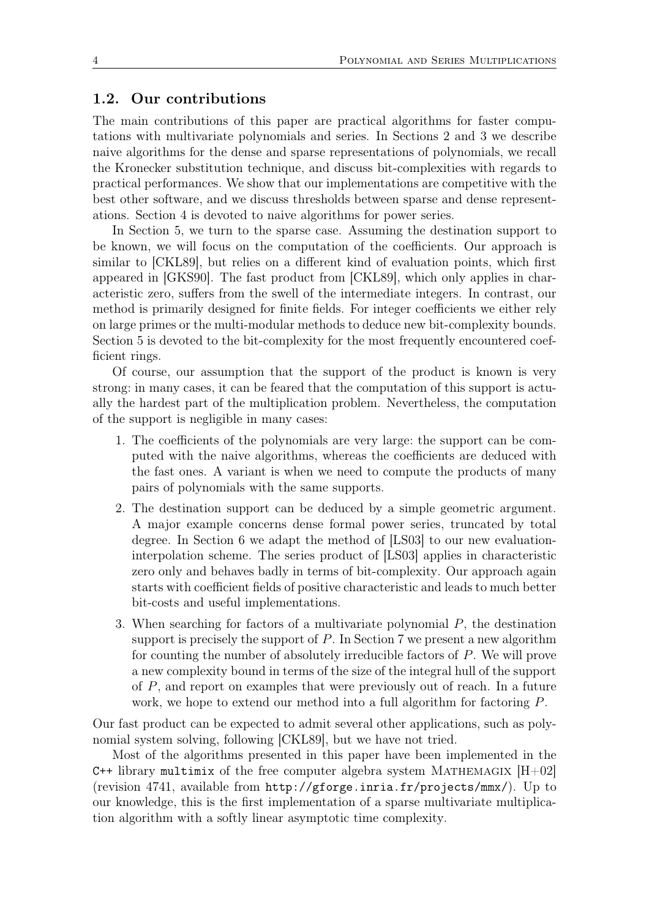## 1.2. Our contributions

The main contributions of this paper are practical algorithms for faster computations with multivariate polynomials and series. In Sections 2 and 3 we describe naive algorithms for the dense and sparse representations of polynomials, we recall the Kronecker substitution technique, and discuss bit-complexities with regards to practical performances. We show that our implementations are competitive with the best other software, and we discuss thresholds between sparse and dense representations. Section 4 is devoted to naive algorithms for power series.

In Section 5, we turn to the sparse case. Assuming the destination support to be known, we will focus on the computation of the coefficients. Our approach is similar to [CKL89], but relies on a different kind of evaluation points, which first appeared in [GKS90]. The fast product from [CKL89], which only applies in characteristic zero, suffers from the swell of the intermediate integers. In contrast, our method is primarily designed for finite fields. For integer coefficients we either rely on large primes or the multi-modular methods to deduce new bit-complexity bounds. Section 5 is devoted to the bit-complexity for the most frequently encountered coefficient rings.

Of course, our assumption that the support of the product is known is very strong: in many cases, it can be feared that the computation of this support is actually the hardest part of the multiplication problem. Nevertheless, the computation of the support is negligible in many cases:

1. The coefficients of the polynomials are very large: the support can be computed with the naive algorithms, whereas the coefficients are deduced with the fast ones. A variant is when we need to compute the products of many pairs of polynomials with the same supports.
2. The destination support can be deduced by a simple geometric argument. A major example concerns dense formal power series, truncated by total degree. In Section 6 we adapt the method of [LS03] to our new evaluation-interpolation scheme. The series product of [LS03] applies in characteristic zero only and behaves badly in terms of bit-complexity. Our approach again starts with coefficient fields of positive characteristic and leads to much better bit-costs and useful implementations.
3. When searching for factors of a multivariate polynomial $P$, the destination support is precisely the support of $P$. In Section 7 we present a new algorithm for counting the number of absolutely irreducible factors of $P$. We will prove a new complexity bound in terms of the size of the integral hull of the support of $P$, and report on examples that were previously out of reach. In a future work, we hope to extend our method into a full algorithm for factoring $P$.

Our fast product can be expected to admit several other applications, such as polynomial system solving, following [CKL89], but we have not tried.

Most of the algorithms presented in this paper have been implemented in the C++ library `multimix` of the free computer algebra system MATHEMAGIX [H+02] (revision 4741, available from `http://gforge.inria.fr/projects/mmx/`). Up to our knowledge, this is the first implementation of a sparse multivariate multiplication algorithm with a softly linear asymptotic time complexity.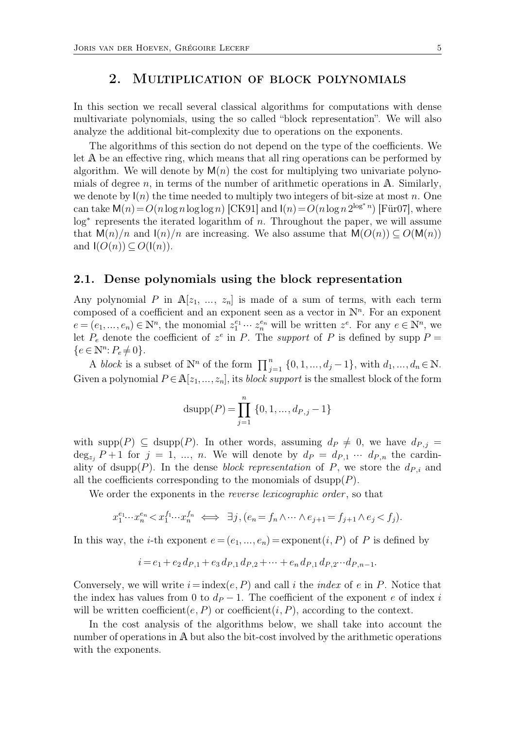## 2. Multiplication of block polynomials

In this section we recall several classical algorithms for computations with dense multivariate polynomials, using the so called "block representation". We will also analyze the additional bit-complexity due to operations on the exponents.

The algorithms of this section do not depend on the type of the coefficients. We let $\mathbb{A}$ be an effective ring, which means that all ring operations can be performed by algorithm. We will denote by $\mathsf{M}(n)$ the cost for multiplying two univariate polynomials of degree $n$, in terms of the number of arithmetic operations in $\mathbb{A}$. Similarly, we denote by $\mathsf{I}(n)$ the time needed to multiply two integers of bit-size at most $n$. One can take $\mathsf{M}(n) = O(n \log n \log \log n)$ [CK91] and $\mathsf{I}(n) = O(n \log n \, 2^{\log^* n})$ [Für07], where $\log^*$ represents the iterated logarithm of $n$. Throughout the paper, we will assume that $\mathsf{M}(n)/n$ and $\mathsf{I}(n)/n$ are increasing. We also assume that $\mathsf{M}(O(n)) \subseteq O(\mathsf{M}(n))$ and $\mathsf{I}(O(n)) \subseteq O(\mathsf{I}(n))$.

### 2.1. Dense polynomials using the block representation

Any polynomial $P$ in $\mathbb{A}[z_1, \ldots, z_n]$ is made of a sum of terms, with each term composed of a coefficient and an exponent seen as a vector in $\mathbb{N}^n$. For an exponent $e = (e_1, \ldots, e_n) \in \mathbb{N}^n$, the monomial $z_1^{e_1} \cdots z_n^{e_n}$ will be written $z^e$. For any $e \in \mathbb{N}^n$, we let $P_e$ denote the coefficient of $z^e$ in $P$. The *support* of $P$ is defined by $\operatorname{supp} P = \{e \in \mathbb{N}^n : P_e \neq 0\}$.

A *block* is a subset of $\mathbb{N}^n$ of the form $\prod_{j=1}^n \{0, 1, \ldots, d_j - 1\}$, with $d_1, \ldots, d_n \in \mathbb{N}$. Given a polynomial $P \in \mathbb{A}[z_1, \ldots, z_n]$, its *block support* is the smallest block of the form

$$\operatorname{dsupp}(P) = \prod_{j=1}^{n} \{0, 1, \ldots, d_{P,j} - 1\}$$

with $\operatorname{supp}(P) \subseteq \operatorname{dsupp}(P)$. In other words, assuming $d_P \neq 0$, we have $d_{P,j} = \deg_{z_j} P + 1$ for $j = 1, \ldots, n$. We will denote by $d_P = d_{P,1} \cdots d_{P,n}$ the cardinality of $\operatorname{dsupp}(P)$. In the dense *block representation* of $P$, we store the $d_{P,i}$ and all the coefficients corresponding to the monomials of $\operatorname{dsupp}(P)$.

We order the exponents in the *reverse lexicographic order*, so that

$$x_1^{e_1} \cdots x_n^{e_n} < x_1^{f_1} \cdots x_n^{f_n} \iff \exists j, (e_n = f_n \wedge \cdots \wedge e_{j+1} = f_{j+1} \wedge e_j < f_j).$$

In this way, the $i$-th exponent $e = (e_1, \ldots, e_n) = \operatorname{exponent}(i, P)$ of $P$ is defined by

$$i = e_1 + e_2 \, d_{P,1} + e_3 \, d_{P,1} \, d_{P,2} + \cdots + e_n \, d_{P,1} \, d_{P,2} \cdots d_{P,n-1}.$$

Conversely, we will write $i = \operatorname{index}(e, P)$ and call $i$ the *index* of $e$ in $P$. Notice that the index has values from 0 to $d_P - 1$. The coefficient of the exponent $e$ of index $i$ will be written $\operatorname{coefficient}(e, P)$ or $\operatorname{coefficient}(i, P)$, according to the context.

In the cost analysis of the algorithms below, we shall take into account the number of operations in $\mathbb{A}$ but also the bit-cost involved by the arithmetic operations with the exponents.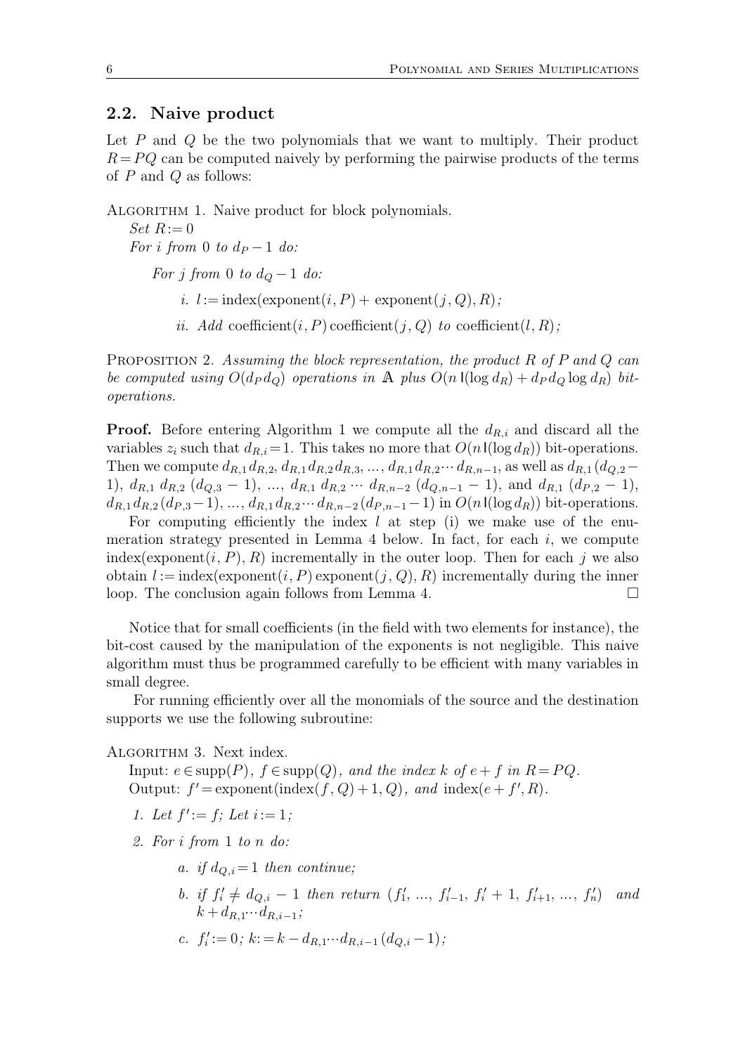## 2.2. Naive product

Let $P$ and $Q$ be the two polynomials that we want to multiply. Their product $R=PQ$ can be computed naively by performing the pairwise products of the terms of $P$ and $Q$ as follows:

ALGORITHM 1. Naive product for block polynomials.

*Set* $R:=0$

*For* $i$ *from* $0$ *to* $d_P-1$ *do:*

*For* $j$ *from* $0$ *to* $d_Q-1$ *do:*

*i.* $l:=\text{index}(\text{exponent}(i,P)+\text{exponent}(j,Q),R)$*;*

*ii. Add* $\text{coefficient}(i,P)\,\text{coefficient}(j,Q)$ *to* $\text{coefficient}(l,R)$*;*

PROPOSITION 2. *Assuming the block representation, the product $R$ of $P$ and $Q$ can be computed using $O(d_P d_Q)$ operations in $\mathbb{A}$ plus $O(n\,\mathsf{l}(\log d_R)+d_P d_Q \log d_R)$ bit-operations.*

**Proof.** Before entering Algorithm 1 we compute all the $d_{R,i}$ and discard all the variables $z_i$ such that $d_{R,i}=1$. This takes no more that $O(n\,\mathsf{l}(\log d_R))$ bit-operations. Then we compute $d_{R,1}d_{R,2}$, $d_{R,1}d_{R,2}d_{R,3}$, ..., $d_{R,1}d_{R,2}\cdots d_{R,n-1}$, as well as $d_{R,1}(d_{Q,2}-1)$, $d_{R,1}\,d_{R,2}\,(d_{Q,3}-1)$, ..., $d_{R,1}\,d_{R,2}\cdots d_{R,n-2}\,(d_{Q,n-1}-1)$, and $d_{R,1}\,(d_{P,2}-1)$, $d_{R,1}d_{R,2}(d_{P,3}-1)$, ..., $d_{R,1}d_{R,2}\cdots d_{R,n-2}(d_{P,n-1}-1)$ in $O(n\,\mathsf{l}(\log d_R))$ bit-operations.

For computing efficiently the index $l$ at step (i) we make use of the enumeration strategy presented in Lemma 4 below. In fact, for each $i$, we compute $\text{index}(\text{exponent}(i,P),R)$ incrementally in the outer loop. Then for each $j$ we also obtain $l:=\text{index}(\text{exponent}(i,P)\,\text{exponent}(j,Q),R)$ incrementally during the inner loop. The conclusion again follows from Lemma 4. □

Notice that for small coefficients (in the field with two elements for instance), the bit-cost caused by the manipulation of the exponents is not negligible. This naive algorithm must thus be programmed carefully to be efficient with many variables in small degree.

For running efficiently over all the monomials of the source and the destination supports we use the following subroutine:

ALGORITHM 3. Next index.

Input: $e\in\text{supp}(P)$, $f\in\text{supp}(Q)$*, and the index* $k$ *of* $e+f$ *in* $R=PQ$.

Output: $f'=\text{exponent}(\text{index}(f,Q)+1,Q)$*, and* $\text{index}(e+f',R)$.

1. *Let* $f':=f$*; Let* $i:=1$*;*
2. *For* $i$ *from* $1$ *to* $n$ *do:*
   a. *if* $d_{Q,i}=1$ *then continue;*
   b. *if* $f'_i\neq d_{Q,i}-1$ *then return* $(f'_1,\ldots,f'_{i-1},f'_i+1,f'_{i+1},\ldots,f'_n)$ *and* $k+d_{R,1}\cdots d_{R,i-1}$*;*
   c. $f'_i:=0$*;* $k:=k-d_{R,1}\cdots d_{R,i-1}(d_{Q,i}-1)$*;*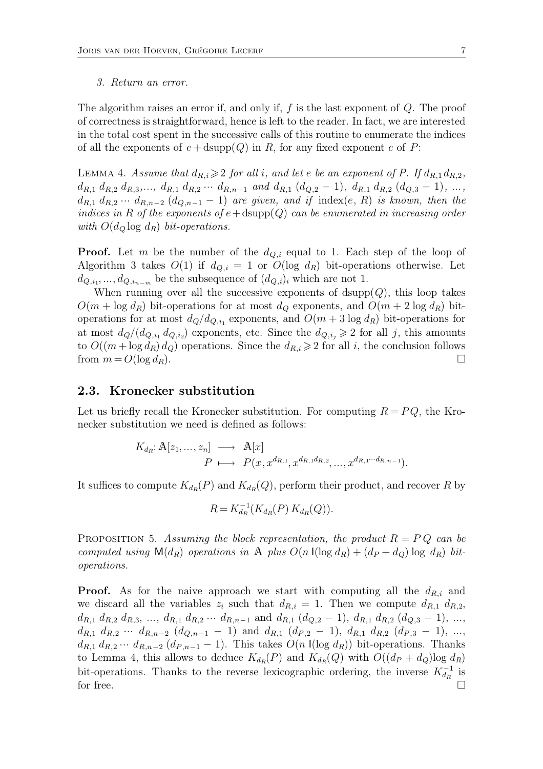*3. Return an error.*

The algorithm raises an error if, and only if, $f$ is the last exponent of $Q$. The proof of correctness is straightforward, hence is left to the reader. In fact, we are interested in the total cost spent in the successive calls of this routine to enumerate the indices of all the exponents of $e + \mathrm{dsupp}(Q)$ in $R$, for any fixed exponent $e$ of $P$:

Lemma 4. *Assume that $d_{R,i} \geqslant 2$ for all $i$, and let $e$ be an exponent of $P$. If $d_{R,1} d_{R,2}$, $d_{R,1}\, d_{R,2}\, d_{R,3}, \ldots, d_{R,1}\, d_{R,2} \cdots d_{R,n-1}$ and $d_{R,1}\, (d_{Q,2} - 1)$, $d_{R,1}\, d_{R,2}\, (d_{Q,3} - 1), \ldots$, $d_{R,1}\, d_{R,2} \cdots d_{R,n-2}\, (d_{Q,n-1} - 1)$ are given, and if $\mathrm{index}(e, R)$ is known, then the indices in $R$ of the exponents of $e + \mathrm{dsupp}(Q)$ can be enumerated in increasing order with $O(d_Q \log d_R)$ bit-operations.*

**Proof.** Let $m$ be the number of the $d_{Q,i}$ equal to 1. Each step of the loop of Algorithm 3 takes $O(1)$ if $d_{Q,i} = 1$ or $O(\log d_R)$ bit-operations otherwise. Let $d_{Q,i_1}, \ldots, d_{Q,i_{n-m}}$ be the subsequence of $(d_{Q,i})_i$ which are not 1.

When running over all the successive exponents of $\mathrm{dsupp}(Q)$, this loop takes $O(m + \log d_R)$ bit-operations for at most $d_Q$ exponents, and $O(m + 2 \log d_R)$ bit-operations for at most $d_Q / d_{Q,i_1}$ exponents, and $O(m + 3 \log d_R)$ bit-operations for at most $d_Q / (d_{Q,i_1}\, d_{Q,i_2})$ exponents, etc. Since the $d_{Q,i_j} \geqslant 2$ for all $j$, this amounts to $O((m + \log d_R)\, d_Q)$ operations. Since the $d_{R,i} \geqslant 2$ for all $i$, the conclusion follows from $m = O(\log d_R)$. □

## 2.3. Kronecker substitution

Let us briefly recall the Kronecker substitution. For computing $R = PQ$, the Kronecker substitution we need is defined as follows:

$$
\begin{aligned}
K_{d_R}\colon \mathbb{A}[z_1, \ldots, z_n] &\longrightarrow \mathbb{A}[x] \\
P &\longmapsto P(x, x^{d_{R,1}}, x^{d_{R,1} d_{R,2}}, \ldots, x^{d_{R,1} \cdots d_{R,n-1}}).
\end{aligned}
$$

It suffices to compute $K_{d_R}(P)$ and $K_{d_R}(Q)$, perform their product, and recover $R$ by

$$
R = K_{d_R}^{-1}(K_{d_R}(P)\, K_{d_R}(Q)).
$$

Proposition 5. *Assuming the block representation, the product $R = P\,Q$ can be computed using $\mathsf{M}(d_R)$ operations in $\mathbb{A}$ plus $O(n\, \mathsf{I}(\log d_R) + (d_P + d_Q) \log d_R)$ bit-operations.*

**Proof.** As for the naive approach we start with computing all the $d_{R,i}$ and we discard all the variables $z_i$ such that $d_{R,i} = 1$. Then we compute $d_{R,1}\, d_{R,2}$, $d_{R,1}\, d_{R,2}\, d_{R,3}, \ldots, d_{R,1}\, d_{R,2} \cdots d_{R,n-1}$ and $d_{R,1}\, (d_{Q,2} - 1)$, $d_{R,1}\, d_{R,2}\, (d_{Q,3} - 1), \ldots$, $d_{R,1}\, d_{R,2} \cdots d_{R,n-2}\, (d_{Q,n-1} - 1)$ and $d_{R,1}\, (d_{P,2} - 1)$, $d_{R,1}\, d_{R,2}\, (d_{P,3} - 1), \ldots$, $d_{R,1}\, d_{R,2} \cdots d_{R,n-2}\, (d_{P,n-1} - 1)$. This takes $O(n\, \mathsf{I}(\log d_R))$ bit-operations. Thanks to Lemma 4, this allows to deduce $K_{d_R}(P)$ and $K_{d_R}(Q)$ with $O((d_P + d_Q) \log d_R)$ bit-operations. Thanks to the reverse lexicographic ordering, the inverse $K_{d_R}^{-1}$ is for free. □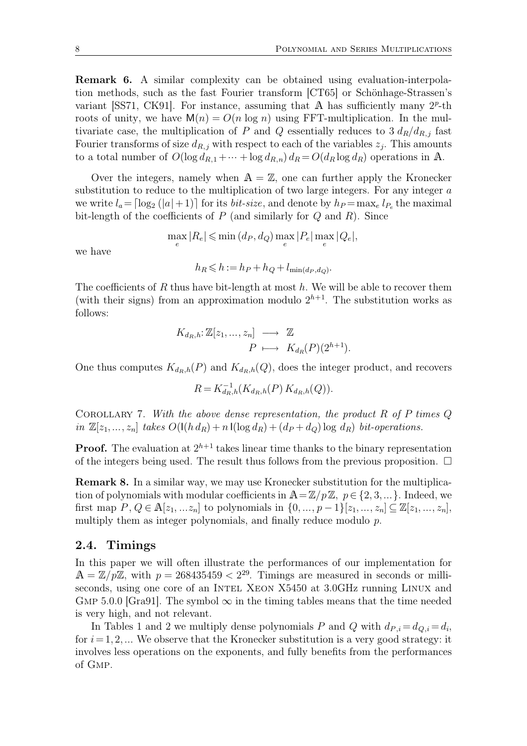**Remark 6.** A similar complexity can be obtained using evaluation-interpolation methods, such as the fast Fourier transform [CT65] or Schönhage-Strassen's variant [SS71, CK91]. For instance, assuming that $\mathbb{A}$ has sufficiently many $2^p$-th roots of unity, we have $\mathsf{M}(n) = O(n \log n)$ using FFT-multiplication. In the multivariate case, the multiplication of $P$ and $Q$ essentially reduces to $3\, d_R/d_{R,j}$ fast Fourier transforms of size $d_{R,j}$ with respect to each of the variables $z_j$. This amounts to a total number of $O(\log d_{R,1} + \cdots + \log d_{R,n})\, d_R = O(d_R \log d_R)$ operations in $\mathbb{A}$.

Over the integers, namely when $\mathbb{A} = \mathbb{Z}$, one can further apply the Kronecker substitution to reduce to the multiplication of two large integers. For any integer $a$ we write $l_a = \lceil \log_2 (|a|+1) \rceil$ for its *bit-size*, and denote by $h_P = \max_e l_{P_e}$ the maximal bit-length of the coefficients of $P$ (and similarly for $Q$ and $R$). Since

$$\max_e |R_e| \leqslant \min(d_P, d_Q) \max_e |P_e| \max_e |Q_e|,$$

we have

$$h_R \leqslant h := h_P + h_Q + l_{\min(d_P, d_Q)}.$$

The coefficients of $R$ thus have bit-length at most $h$. We will be able to recover them (with their signs) from an approximation modulo $2^{h+1}$. The substitution works as follows:

$$\begin{aligned} K_{d_R,h} \colon \mathbb{Z}[z_1, \ldots, z_n] &\longrightarrow \mathbb{Z} \\ P &\longmapsto K_{d_R}(P)(2^{h+1}). \end{aligned}$$

One thus computes $K_{d_R,h}(P)$ and $K_{d_R,h}(Q)$, does the integer product, and recovers

$$R = K_{d_R,h}^{-1}(K_{d_R,h}(P)\, K_{d_R,h}(Q)).$$

Corollary 7. *With the above dense representation, the product $R$ of $P$ times $Q$ in $\mathbb{Z}[z_1, \ldots, z_n]$ takes $O(\mathsf{I}(h\, d_R) + n\, \mathsf{I}(\log d_R) + (d_P + d_Q) \log\, d_R)$ bit-operations.*

**Proof.** The evaluation at $2^{h+1}$ takes linear time thanks to the binary representation of the integers being used. The result thus follows from the previous proposition. $\square$

**Remark 8.** In a similar way, we may use Kronecker substitution for the multiplication of polynomials with modular coefficients in $\mathbb{A} = \mathbb{Z}/p\mathbb{Z}$, $p \in \{2, 3, \ldots\}$. Indeed, we first map $P, Q \in \mathbb{A}[z_1, \ldots z_n]$ to polynomials in $\{0, \ldots, p-1\}[z_1, \ldots, z_n] \subseteq \mathbb{Z}[z_1, \ldots, z_n]$, multiply them as integer polynomials, and finally reduce modulo $p$.

## 2.4. Timings

In this paper we will often illustrate the performances of our implementation for $\mathbb{A} = \mathbb{Z}/p\mathbb{Z}$, with $p = 268435459 < 2^{29}$. Timings are measured in seconds or milliseconds, using one core of an Intel Xeon X5450 at 3.0GHz running Linux and Gmp 5.0.0 [Gra91]. The symbol $\infty$ in the timing tables means that the time needed is very high, and not relevant.

In Tables 1 and 2 we multiply dense polynomials $P$ and $Q$ with $d_{P,i} = d_{Q,i} = d_i$, for $i = 1, 2, \ldots$ We observe that the Kronecker substitution is a very good strategy: it involves less operations on the exponents, and fully benefits from the performances of Gmp.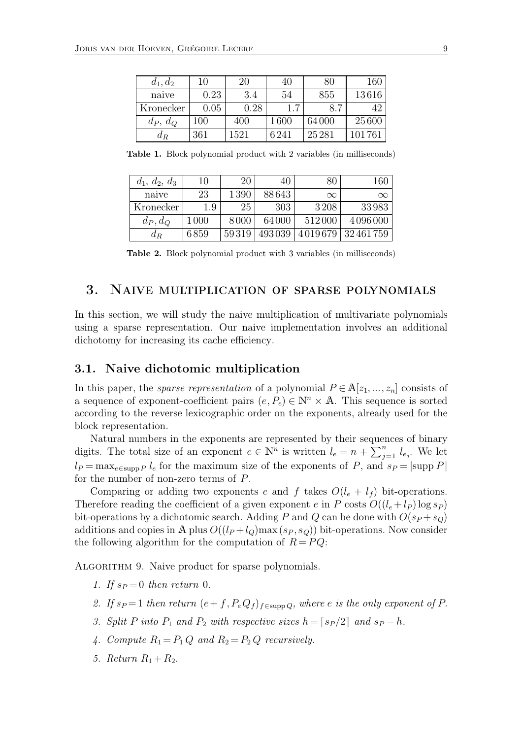| $d_1, d_2$ | 10 | 20 | 40 | 80 | 160 |
|---|---|---|---|---|---|
| naive | 0.23 | 3.4 | 54 | 855 | 13616 |
| Kronecker | 0.05 | 0.28 | 1.7 | 8.7 | 42 |
| $d_P$, $d_Q$ | 100 | 400 | 1600 | 64000 | 25600 |
| $d_R$ | 361 | 1521 | 6241 | 25281 | 101761 |

**Table 1.** Block polynomial product with 2 variables (in milliseconds)

| $d_1$, $d_2$, $d_3$ | 10 | 20 | 40 | 80 | 160 |
|---|---|---|---|---|---|
| naive | 23 | 1390 | 88643 | $\infty$ | $\infty$ |
| Kronecker | 1.9 | 25 | 303 | 3208 | 33983 |
| $d_P, d_Q$ | 1000 | 8000 | 64000 | 512000 | 4096000 |
| $d_R$ | 6859 | 59319 | 493039 | 4019679 | 32461759 |

**Table 2.** Block polynomial product with 3 variables (in milliseconds)

## 3. Naive multiplication of sparse polynomials

In this section, we will study the naive multiplication of multivariate polynomials using a sparse representation. Our naive implementation involves an additional dichotomy for increasing its cache efficiency.

### 3.1. Naive dichotomic multiplication

In this paper, the *sparse representation* of a polynomial $P \in \mathbb{A}[z_1, \ldots, z_n]$ consists of a sequence of exponent-coefficient pairs $(e, P_e) \in \mathbb{N}^n \times \mathbb{A}$. This sequence is sorted according to the reverse lexicographic order on the exponents, already used for the block representation.

Natural numbers in the exponents are represented by their sequences of binary digits. The total size of an exponent $e \in \mathbb{N}^n$ is written $l_e = n + \sum_{j=1}^{n} l_{e_j}$. We let $l_P = \max_{e \in \operatorname{supp} P} l_e$ for the maximum size of the exponents of $P$, and $s_P = |\operatorname{supp} P|$ for the number of non-zero terms of $P$.

Comparing or adding two exponents $e$ and $f$ takes $O(l_e + l_f)$ bit-operations. Therefore reading the coefficient of a given exponent $e$ in $P$ costs $O((l_e + l_P) \log s_P)$ bit-operations by a dichotomic search. Adding $P$ and $Q$ can be done with $O(s_P + s_Q)$ additions and copies in $\mathbb{A}$ plus $O((l_P + l_Q) \max(s_P, s_Q))$ bit-operations. Now consider the following algorithm for the computation of $R = PQ$:

Algorithm 9. Naive product for sparse polynomials.

1. *If $s_P = 0$ then return 0.*
2. *If $s_P = 1$ then return $(e + f, P_e Q_f)_{f \in \operatorname{supp} Q}$, where $e$ is the only exponent of $P$.*
3. *Split $P$ into $P_1$ and $P_2$ with respective sizes $h = \lceil s_P/2 \rceil$ and $s_P - h$.*
4. *Compute $R_1 = P_1 Q$ and $R_2 = P_2 Q$ recursively.*
5. *Return $R_1 + R_2$.*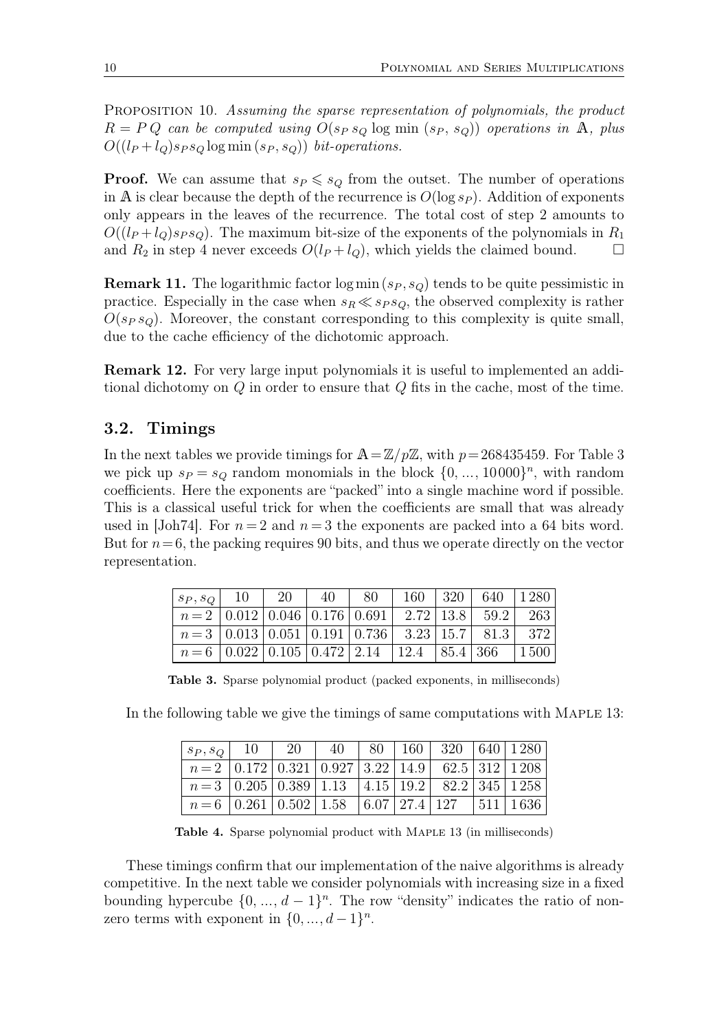Proposition 10. *Assuming the sparse representation of polynomials, the product $R = P\,Q$ can be computed using $O(s_P\, s_Q \log \min(s_P, s_Q))$ operations in $\mathbb{A}$, plus $O((l_P + l_Q) s_P s_Q \log \min(s_P, s_Q))$ bit-operations.*

**Proof.** We can assume that $s_P \leqslant s_Q$ from the outset. The number of operations in $\mathbb{A}$ is clear because the depth of the recurrence is $O(\log s_P)$. Addition of exponents only appears in the leaves of the recurrence. The total cost of step 2 amounts to $O((l_P + l_Q) s_P s_Q)$. The maximum bit-size of the exponents of the polynomials in $R_1$ and $R_2$ in step 4 never exceeds $O(l_P + l_Q)$, which yields the claimed bound. □

**Remark 11.** The logarithmic factor $\log \min(s_P, s_Q)$ tends to be quite pessimistic in practice. Especially in the case when $s_R \ll s_P s_Q$, the observed complexity is rather $O(s_P\, s_Q)$. Moreover, the constant corresponding to this complexity is quite small, due to the cache efficiency of the dichotomic approach.

**Remark 12.** For very large input polynomials it is useful to implemented an additional dichotomy on $Q$ in order to ensure that $Q$ fits in the cache, most of the time.

## 3.2. Timings

In the next tables we provide timings for $\mathbb{A} = \mathbb{Z}/p\mathbb{Z}$, with $p = 268435459$. For Table 3 we pick up $s_P = s_Q$ random monomials in the block $\{0, ..., 10000\}^n$, with random coefficients. Here the exponents are "packed" into a single machine word if possible. This is a classical useful trick for when the coefficients are small that was already used in [Joh74]. For $n = 2$ and $n = 3$ the exponents are packed into a 64 bits word. But for $n = 6$, the packing requires 90 bits, and thus we operate directly on the vector representation.

| $s_P, s_Q$ | 10 | 20 | 40 | 80 | 160 | 320 | 640 | 1280 |
|---|---|---|---|---|---|---|---|---|
| $n=2$ | 0.012 | 0.046 | 0.176 | 0.691 | 2.72 | 13.8 | 59.2 | 263 |
| $n=3$ | 0.013 | 0.051 | 0.191 | 0.736 | 3.23 | 15.7 | 81.3 | 372 |
| $n=6$ | 0.022 | 0.105 | 0.472 | 2.14 | 12.4 | 85.4 | 366 | 1500 |

**Table 3.** Sparse polynomial product (packed exponents, in milliseconds)

In the following table we give the timings of same computations with Maple 13:

| $s_P, s_Q$ | 10 | 20 | 40 | 80 | 160 | 320 | 640 | 1280 |
|---|---|---|---|---|---|---|---|---|
| $n=2$ | 0.172 | 0.321 | 0.927 | 3.22 | 14.9 | 62.5 | 312 | 1208 |
| $n=3$ | 0.205 | 0.389 | 1.13 | 4.15 | 19.2 | 82.2 | 345 | 1258 |
| $n=6$ | 0.261 | 0.502 | 1.58 | 6.07 | 27.4 | 127 | 511 | 1636 |

**Table 4.** Sparse polynomial product with Maple 13 (in milliseconds)

These timings confirm that our implementation of the naive algorithms is already competitive. In the next table we consider polynomials with increasing size in a fixed bounding hypercube $\{0, ..., d-1\}^n$. The row "density" indicates the ratio of nonzero terms with exponent in $\{0, ..., d-1\}^n$.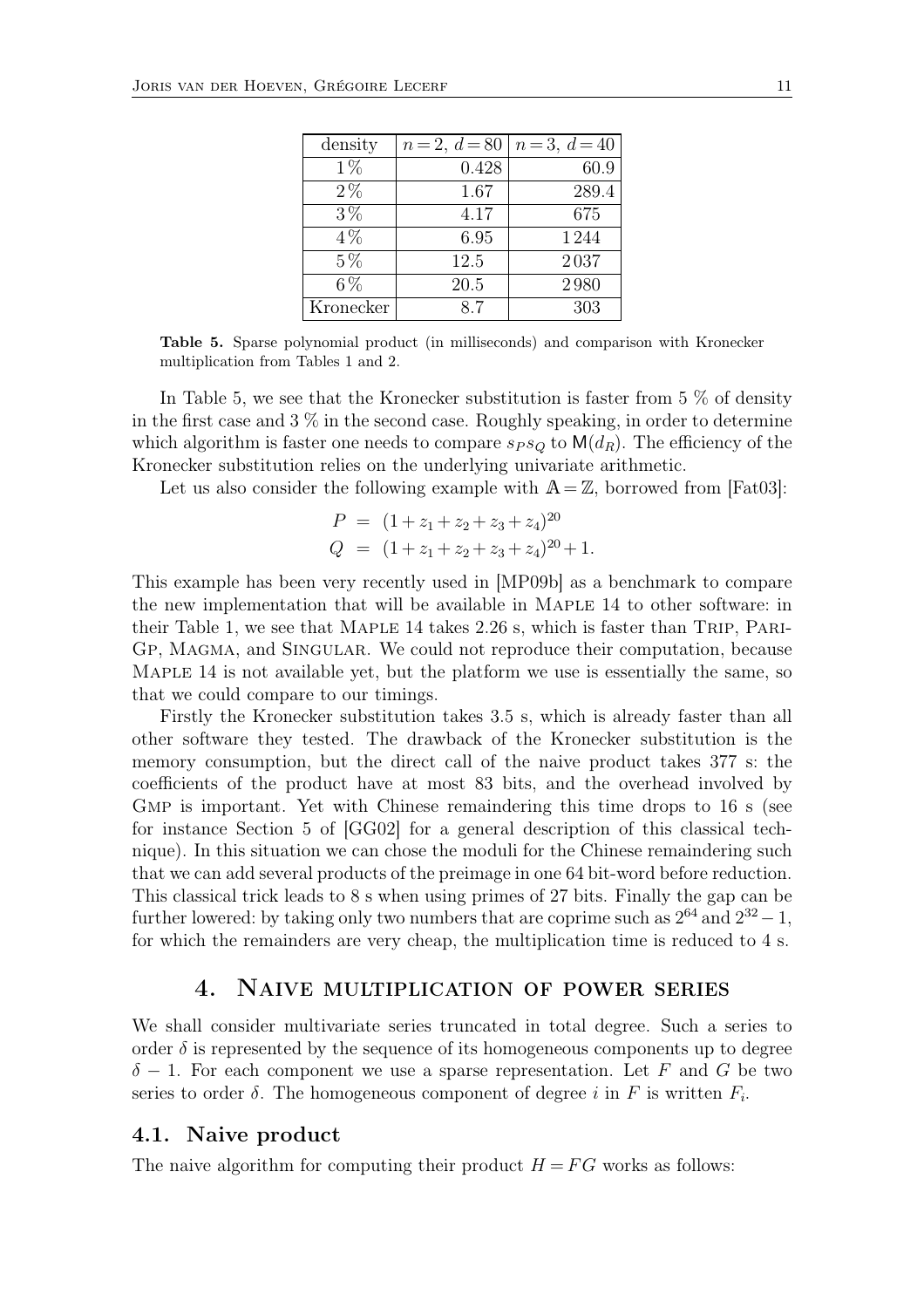| density | $n=2,\ d=80$ | $n=3,\ d=40$ |
|---|---|---|
| 1% | 0.428 | 60.9 |
| 2% | 1.67 | 289.4 |
| 3% | 4.17 | 675 |
| 4% | 6.95 | 1244 |
| 5% | 12.5 | 2037 |
| 6% | 20.5 | 2980 |
| Kronecker | 8.7 | 303 |

**Table 5.** Sparse polynomial product (in milliseconds) and comparison with Kronecker multiplication from Tables 1 and 2.

In Table 5, we see that the Kronecker substitution is faster from 5 % of density in the first case and 3 % in the second case. Roughly speaking, in order to determine which algorithm is faster one needs to compare $s_P s_Q$ to $\mathsf{M}(d_R)$. The efficiency of the Kronecker substitution relies on the underlying univariate arithmetic.

Let us also consider the following example with $\mathbb{A} = \mathbb{Z}$, borrowed from [Fat03]:

$$
\begin{aligned}
P &= (1 + z_1 + z_2 + z_3 + z_4)^{20} \\
Q &= (1 + z_1 + z_2 + z_3 + z_4)^{20} + 1.
\end{aligned}
$$

This example has been very recently used in [MP09b] as a benchmark to compare the new implementation that will be available in Maple 14 to other software: in their Table 1, we see that Maple 14 takes 2.26 s, which is faster than Trip, Pari-Gp, Magma, and Singular. We could not reproduce their computation, because Maple 14 is not available yet, but the platform we use is essentially the same, so that we could compare to our timings.

Firstly the Kronecker substitution takes 3.5 s, which is already faster than all other software they tested. The drawback of the Kronecker substitution is the memory consumption, but the direct call of the naive product takes 377 s: the coefficients of the product have at most 83 bits, and the overhead involved by Gmp is important. Yet with Chinese remaindering this time drops to 16 s (see for instance Section 5 of [GG02] for a general description of this classical technique). In this situation we can chose the moduli for the Chinese remaindering such that we can add several products of the preimage in one 64 bit-word before reduction. This classical trick leads to 8 s when using primes of 27 bits. Finally the gap can be further lowered: by taking only two numbers that are coprime such as $2^{64}$ and $2^{32} - 1$, for which the remainders are very cheap, the multiplication time is reduced to 4 s.

## 4. Naive multiplication of power series

We shall consider multivariate series truncated in total degree. Such a series to order $\delta$ is represented by the sequence of its homogeneous components up to degree $\delta - 1$. For each component we use a sparse representation. Let $F$ and $G$ be two series to order $\delta$. The homogeneous component of degree $i$ in $F$ is written $F_i$.

### 4.1. Naive product

The naive algorithm for computing their product $H = FG$ works as follows: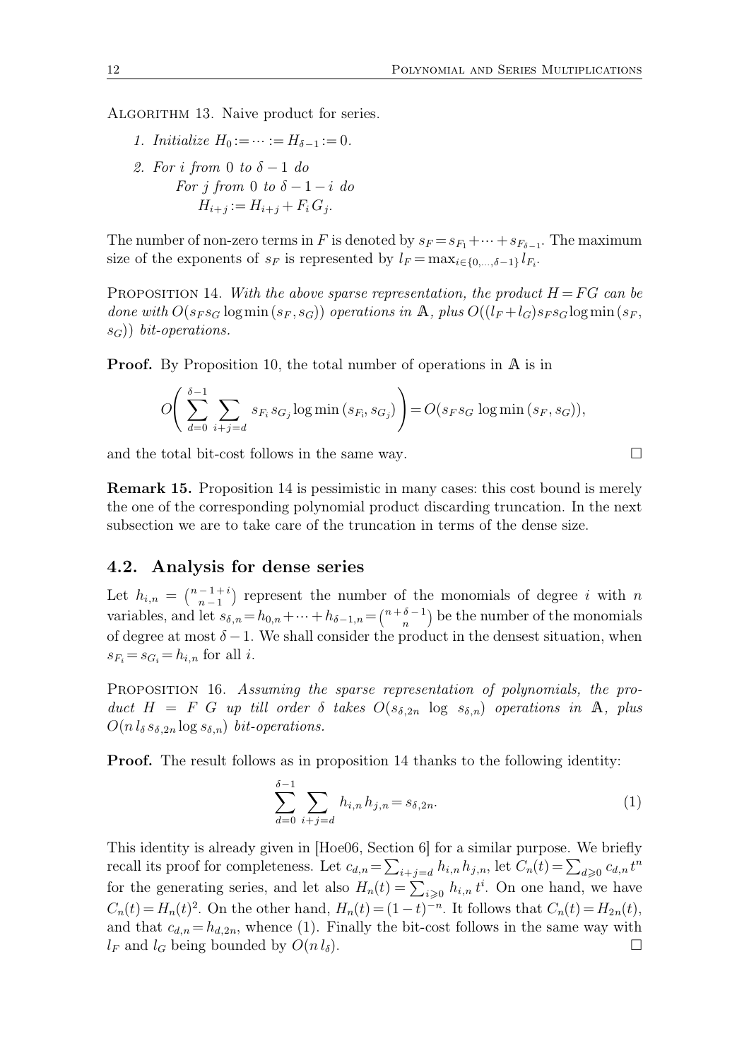Algorithm 13. Naive product for series.

1. *Initialize* $H_0 := \cdots := H_{\delta-1} := 0$.
2. *For* $i$ *from* $0$ *to* $\delta - 1$ *do*
   *For* $j$ *from* $0$ *to* $\delta - 1 - i$ *do*
   $H_{i+j} := H_{i+j} + F_i G_j$.

The number of non-zero terms in $F$ is denoted by $s_F = s_{F_1} + \cdots + s_{F_{\delta-1}}$. The maximum size of the exponents of $s_F$ is represented by $l_F = \max_{i \in \{0,\ldots,\delta-1\}} l_{F_i}$.

Proposition 14. *With the above sparse representation, the product $H = FG$ can be done with $O(s_F s_G \log \min(s_F, s_G))$ operations in $\mathbb{A}$, plus $O((l_F + l_G) s_F s_G \log \min(s_F, s_G))$ bit-operations.*

**Proof.** By Proposition 10, the total number of operations in $\mathbb{A}$ is in

$$O\left( \sum_{d=0}^{\delta-1} \sum_{i+j=d} s_{F_i} s_{G_j} \log \min(s_{F_i}, s_{G_j}) \right) = O(s_F s_G \log \min(s_F, s_G)),$$

and the total bit-cost follows in the same way. □

**Remark 15.** Proposition 14 is pessimistic in many cases: this cost bound is merely the one of the corresponding polynomial product discarding truncation. In the next subsection we are to take care of the truncation in terms of the dense size.

## 4.2. Analysis for dense series

Let $h_{i,n} = \binom{n-1+i}{n-1}$ represent the number of the monomials of degree $i$ with $n$ variables, and let $s_{\delta,n} = h_{0,n} + \cdots + h_{\delta-1,n} = \binom{n+\delta-1}{n}$ be the number of the monomials of degree at most $\delta - 1$. We shall consider the product in the densest situation, when $s_{F_i} = s_{G_i} = h_{i,n}$ for all $i$.

Proposition 16. *Assuming the sparse representation of polynomials, the product $H = F\, G$ up till order $\delta$ takes $O(s_{\delta,2n} \log s_{\delta,n})$ operations in $\mathbb{A}$, plus $O(n\, l_\delta\, s_{\delta,2n} \log s_{\delta,n})$ bit-operations.*

**Proof.** The result follows as in proposition 14 thanks to the following identity:

$$\sum_{d=0}^{\delta-1} \sum_{i+j=d} h_{i,n} h_{j,n} = s_{\delta,2n}. \tag{1}$$

This identity is already given in [Hoe06, Section 6] for a similar purpose. We briefly recall its proof for completeness. Let $c_{d,n} = \sum_{i+j=d} h_{i,n} h_{j,n}$, let $C_n(t) = \sum_{d \geqslant 0} c_{d,n} t^n$ for the generating series, and let also $H_n(t) = \sum_{i \geqslant 0} h_{i,n} t^i$. On one hand, we have $C_n(t) = H_n(t)^2$. On the other hand, $H_n(t) = (1-t)^{-n}$. It follows that $C_n(t) = H_{2n}(t)$, and that $c_{d,n} = h_{d,2n}$, whence (1). Finally the bit-cost follows in the same way with $l_F$ and $l_G$ being bounded by $O(n\, l_\delta)$. □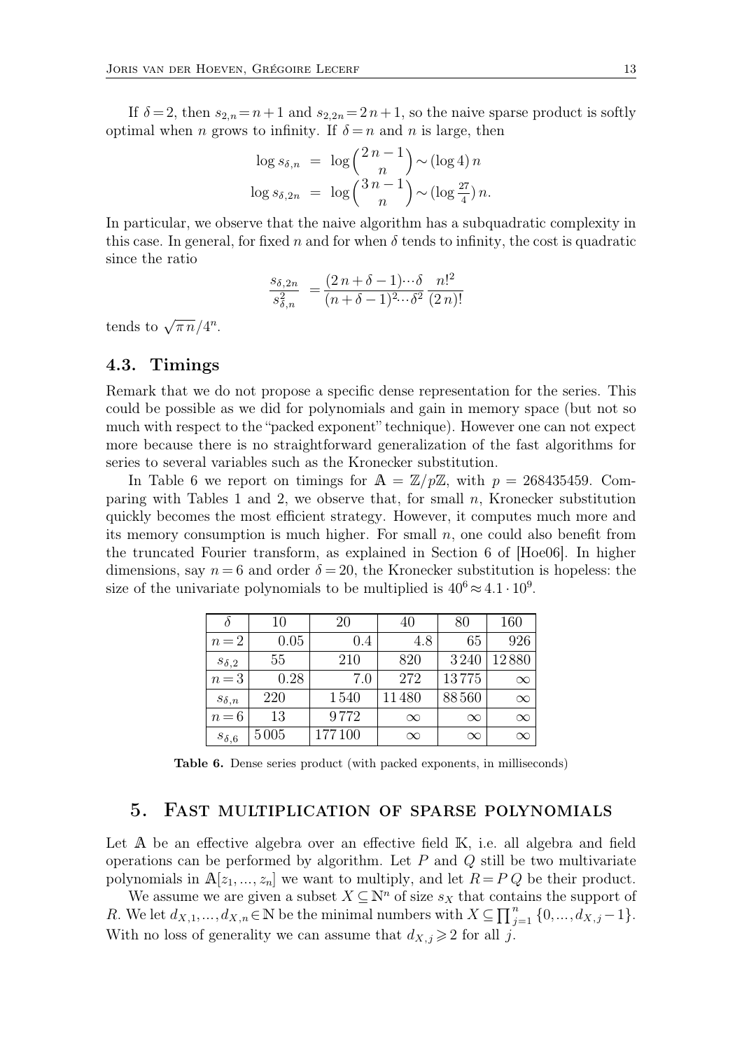If $\delta = 2$, then $s_{2,n} = n + 1$ and $s_{2,2n} = 2n + 1$, so the naive sparse product is softly optimal when $n$ grows to infinity. If $\delta = n$ and $n$ is large, then

$$\begin{aligned}
\log s_{\delta,n} &= \log \binom{2n-1}{n} \sim (\log 4)\, n \\
\log s_{\delta,2n} &= \log \binom{3n-1}{n} \sim (\log \tfrac{27}{4})\, n.
\end{aligned}$$

In particular, we observe that the naive algorithm has a subquadratic complexity in this case. In general, for fixed $n$ and for when $\delta$ tends to infinity, the cost is quadratic since the ratio

$$\frac{s_{\delta,2n}}{s_{\delta,n}^2} = \frac{(2n+\delta-1)\cdots\delta}{(n+\delta-1)^2\cdots\delta^2} \frac{n!^2}{(2n)!}$$

tends to $\sqrt{\pi n}/4^n$.

### 4.3. Timings

Remark that we do not propose a specific dense representation for the series. This could be possible as we did for polynomials and gain in memory space (but not so much with respect to the "packed exponent" technique). However one can not expect more because there is no straightforward generalization of the fast algorithms for series to several variables such as the Kronecker substitution.

In Table 6 we report on timings for $\mathbb{A} = \mathbb{Z}/p\mathbb{Z}$, with $p = 268435459$. Comparing with Tables 1 and 2, we observe that, for small $n$, Kronecker substitution quickly becomes the most efficient strategy. However, it computes much more and its memory consumption is much higher. For small $n$, one could also benefit from the truncated Fourier transform, as explained in Section 6 of [Hoe06]. In higher dimensions, say $n = 6$ and order $\delta = 20$, the Kronecker substitution is hopeless: the size of the univariate polynomials to be multiplied is $40^6 \approx 4.1 \cdot 10^9$.

| $\delta$ | 10 | 20 | 40 | 80 | 160 |
|---|---|---|---|---|---|
| $n=2$ | 0.05 | 0.4 | 4.8 | 65 | 926 |
| $s_{\delta,2}$ | 55 | 210 | 820 | 3240 | 12880 |
| $n=3$ | 0.28 | 7.0 | 272 | 13775 | $\infty$ |
| $s_{\delta,n}$ | 220 | 1540 | 11480 | 88560 | $\infty$ |
| $n=6$ | 13 | 9772 | $\infty$ | $\infty$ | $\infty$ |
| $s_{\delta,6}$ | 5005 | 177100 | $\infty$ | $\infty$ | $\infty$ |

**Table 6.** Dense series product (with packed exponents, in milliseconds)

## 5. Fast multiplication of sparse polynomials

Let $\mathbb{A}$ be an effective algebra over an effective field $\mathbb{K}$, i.e. all algebra and field operations can be performed by algorithm. Let $P$ and $Q$ still be two multivariate polynomials in $\mathbb{A}[z_1, \ldots, z_n]$ we want to multiply, and let $R = PQ$ be their product.

We assume we are given a subset $X \subseteq \mathbb{N}^n$ of size $s_X$ that contains the support of $R$. We let $d_{X,1}, \ldots, d_{X,n} \in \mathbb{N}$ be the minimal numbers with $X \subseteq \prod_{j=1}^n \{0, \ldots, d_{X,j} - 1\}$. With no loss of generality we can assume that $d_{X,j} \geqslant 2$ for all $j$.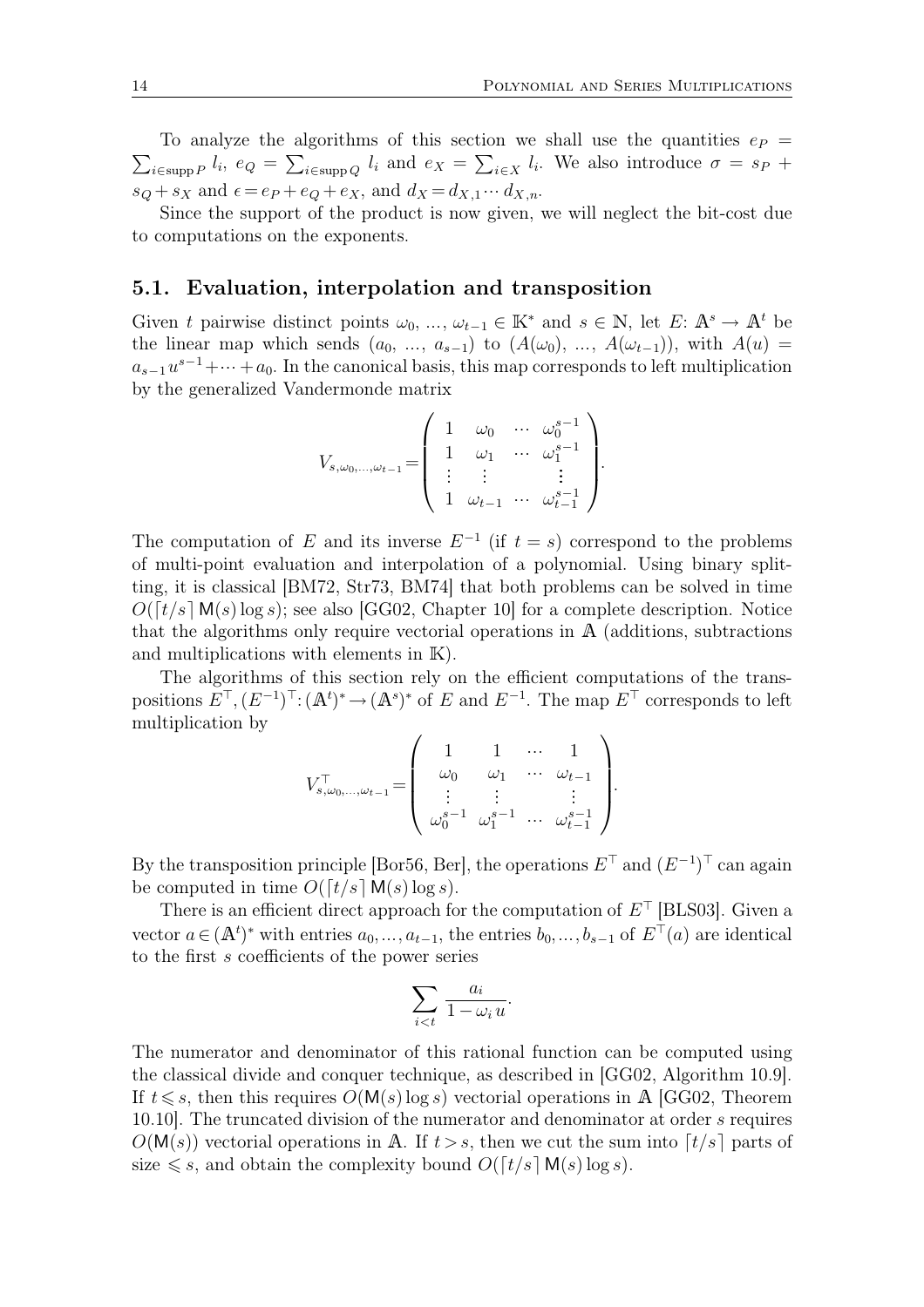To analyze the algorithms of this section we shall use the quantities $e_P = \sum_{i \in \operatorname{supp} P} l_i$, $e_Q = \sum_{i \in \operatorname{supp} Q} l_i$ and $e_X = \sum_{i \in X} l_i$. We also introduce $\sigma = s_P + s_Q + s_X$ and $\epsilon = e_P + e_Q + e_X$, and $d_X = d_{X,1} \cdots d_{X,n}$.

Since the support of the product is now given, we will neglect the bit-cost due to computations on the exponents.

## 5.1. Evaluation, interpolation and transposition

Given $t$ pairwise distinct points $\omega_0, \ldots, \omega_{t-1} \in \mathbb{K}^*$ and $s \in \mathbb{N}$, let $E \colon \mathbb{A}^s \to \mathbb{A}^t$ be the linear map which sends $(a_0, \ldots, a_{s-1})$ to $(A(\omega_0), \ldots, A(\omega_{t-1}))$, with $A(u) = a_{s-1} u^{s-1} + \cdots + a_0$. In the canonical basis, this map corresponds to left multiplication by the generalized Vandermonde matrix

$$V_{s,\omega_0,\ldots,\omega_{t-1}} = \begin{pmatrix} 1 & \omega_0 & \cdots & \omega_0^{s-1} \\ 1 & \omega_1 & \cdots & \omega_1^{s-1} \\ \vdots & \vdots & & \vdots \\ 1 & \omega_{t-1} & \cdots & \omega_{t-1}^{s-1} \end{pmatrix}.$$

The computation of $E$ and its inverse $E^{-1}$ (if $t = s$) correspond to the problems of multi-point evaluation and interpolation of a polynomial. Using binary splitting, it is classical [BM72, Str73, BM74] that both problems can be solved in time $O(\lceil t/s \rceil \mathsf{M}(s) \log s)$; see also [GG02, Chapter 10] for a complete description. Notice that the algorithms only require vectorial operations in $\mathbb{A}$ (additions, subtractions and multiplications with elements in $\mathbb{K}$).

The algorithms of this section rely on the efficient computations of the transpositions $E^\top, (E^{-1})^\top \colon (\mathbb{A}^t)^* \to (\mathbb{A}^s)^*$ of $E$ and $E^{-1}$. The map $E^\top$ corresponds to left multiplication by

$$V_{s,\omega_0,\ldots,\omega_{t-1}}^\top = \begin{pmatrix} 1 & 1 & \cdots & 1 \\ \omega_0 & \omega_1 & \cdots & \omega_{t-1} \\ \vdots & \vdots & & \vdots \\ \omega_0^{s-1} & \omega_1^{s-1} & \cdots & \omega_{t-1}^{s-1} \end{pmatrix}.$$

By the transposition principle [Bor56, Ber], the operations $E^\top$ and $(E^{-1})^\top$ can again be computed in time $O(\lceil t/s \rceil \mathsf{M}(s) \log s)$.

There is an efficient direct approach for the computation of $E^\top$ [BLS03]. Given a vector $a \in (\mathbb{A}^t)^*$ with entries $a_0, \ldots, a_{t-1}$, the entries $b_0, \ldots, b_{s-1}$ of $E^\top(a)$ are identical to the first $s$ coefficients of the power series

$$\sum_{i<t} \frac{a_i}{1 - \omega_i u}.$$

The numerator and denominator of this rational function can be computed using the classical divide and conquer technique, as described in [GG02, Algorithm 10.9]. If $t \leqslant s$, then this requires $O(\mathsf{M}(s) \log s)$ vectorial operations in $\mathbb{A}$ [GG02, Theorem 10.10]. The truncated division of the numerator and denominator at order $s$ requires $O(\mathsf{M}(s))$ vectorial operations in $\mathbb{A}$. If $t > s$, then we cut the sum into $\lceil t/s \rceil$ parts of size $\leqslant s$, and obtain the complexity bound $O(\lceil t/s \rceil \mathsf{M}(s) \log s)$.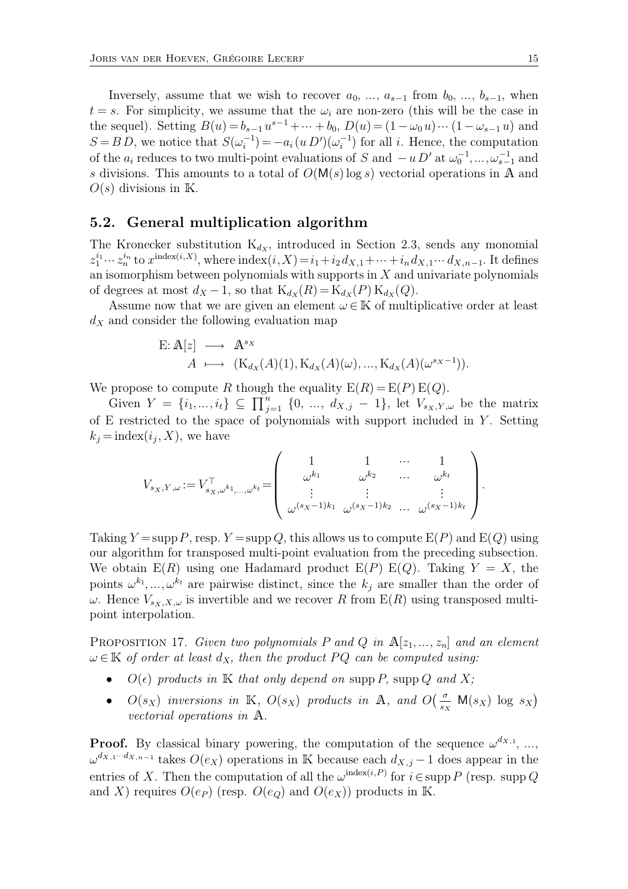Inversely, assume that we wish to recover $a_0, \ldots, a_{s-1}$ from $b_0, \ldots, b_{s-1}$, when $t = s$. For simplicity, we assume that the $\omega_i$ are non-zero (this will be the case in the sequel). Setting $B(u) = b_{s-1} u^{s-1} + \cdots + b_0$, $D(u) = (1 - \omega_0 u) \cdots (1 - \omega_{s-1} u)$ and $S = B D$, we notice that $S(\omega_i^{-1}) = -a_i (u D')(\omega_i^{-1})$ for all $i$. Hence, the computation of the $a_i$ reduces to two multi-point evaluations of $S$ and $-u D'$ at $\omega_0^{-1}, \ldots, \omega_{s-1}^{-1}$ and $s$ divisions. This amounts to a total of $O(\mathsf{M}(s) \log s)$ vectorial operations in $\mathbb{A}$ and $O(s)$ divisions in $\mathbb{K}$.

## 5.2. General multiplication algorithm

The Kronecker substitution $\mathrm{K}_{d_X}$, introduced in Section 2.3, sends any monomial $z_1^{i_1} \cdots z_n^{i_n}$ to $x^{\mathrm{index}(i,X)}$, where $\mathrm{index}(i, X) = i_1 + i_2 d_{X,1} + \cdots + i_n d_{X,1} \cdots d_{X,n-1}$. It defines an isomorphism between polynomials with supports in $X$ and univariate polynomials of degrees at most $d_X - 1$, so that $\mathrm{K}_{d_X}(R) = \mathrm{K}_{d_X}(P)\, \mathrm{K}_{d_X}(Q)$.

Assume now that we are given an element $\omega \in \mathbb{K}$ of multiplicative order at least $d_X$ and consider the following evaluation map

$$
\begin{aligned}
\mathrm{E}\colon \mathbb{A}[z] &\longrightarrow \mathbb{A}^{s_X} \\
A &\longmapsto (\mathrm{K}_{d_X}(A)(1), \mathrm{K}_{d_X}(A)(\omega), \ldots, \mathrm{K}_{d_X}(A)(\omega^{s_X - 1})).
\end{aligned}
$$

We propose to compute $R$ though the equality $\mathrm{E}(R) = \mathrm{E}(P)\, \mathrm{E}(Q)$.

Given $Y = \{i_1, \ldots, i_t\} \subseteq \prod_{j=1}^n \{0, \ldots, d_{X,j} - 1\}$, let $V_{s_X,Y,\omega}$ be the matrix of E restricted to the space of polynomials with support included in $Y$. Setting $k_j = \mathrm{index}(i_j, X)$, we have

$$
V_{s_X,Y,\omega} := V_{s_X,\omega^{k_1},\ldots,\omega^{k_t}}^{\top} = \begin{pmatrix} 1 & 1 & \cdots & 1 \\ \omega^{k_1} & \omega^{k_2} & \cdots & \omega^{k_t} \\ \vdots & \vdots & & \vdots \\ \omega^{(s_X-1)k_1} & \omega^{(s_X-1)k_2} & \cdots & \omega^{(s_X-1)k_t} \end{pmatrix}.
$$

Taking $Y = \operatorname{supp} P$, resp. $Y = \operatorname{supp} Q$, this allows us to compute $\mathrm{E}(P)$ and $\mathrm{E}(Q)$ using our algorithm for transposed multi-point evaluation from the preceding subsection. We obtain $\mathrm{E}(R)$ using one Hadamard product $\mathrm{E}(P)\ \mathrm{E}(Q)$. Taking $Y = X$, the points $\omega^{k_1}, \ldots, \omega^{k_t}$ are pairwise distinct, since the $k_j$ are smaller than the order of $\omega$. Hence $V_{s_X,X,\omega}$ is invertible and we recover $R$ from $\mathrm{E}(R)$ using transposed multi-point interpolation.

**Proposition 17.** *Given two polynomials $P$ and $Q$ in $\mathbb{A}[z_1, \ldots, z_n]$ and an element $\omega \in \mathbb{K}$ of order at least $d_X$, then the product $PQ$ can be computed using:*

- *$O(\epsilon)$ products in $\mathbb{K}$ that only depend on $\operatorname{supp} P$, $\operatorname{supp} Q$ and $X$;*
- *$O(s_X)$ inversions in $\mathbb{K}$, $O(s_X)$ products in $\mathbb{A}$, and $O\big(\frac{\sigma}{s_X}\ \mathsf{M}(s_X) \log s_X\big)$ vectorial operations in $\mathbb{A}$.*

**Proof.** By classical binary powering, the computation of the sequence $\omega^{d_{X,1}}, \ldots, \omega^{d_{X,1} \cdots d_{X,n-1}}$ takes $O(e_X)$ operations in $\mathbb{K}$ because each $d_{X,j} - 1$ does appear in the entries of $X$. Then the computation of all the $\omega^{\mathrm{index}(i,P)}$ for $i \in \operatorname{supp} P$ (resp. $\operatorname{supp} Q$ and $X$) requires $O(e_P)$ (resp. $O(e_Q)$ and $O(e_X)$) products in $\mathbb{K}$.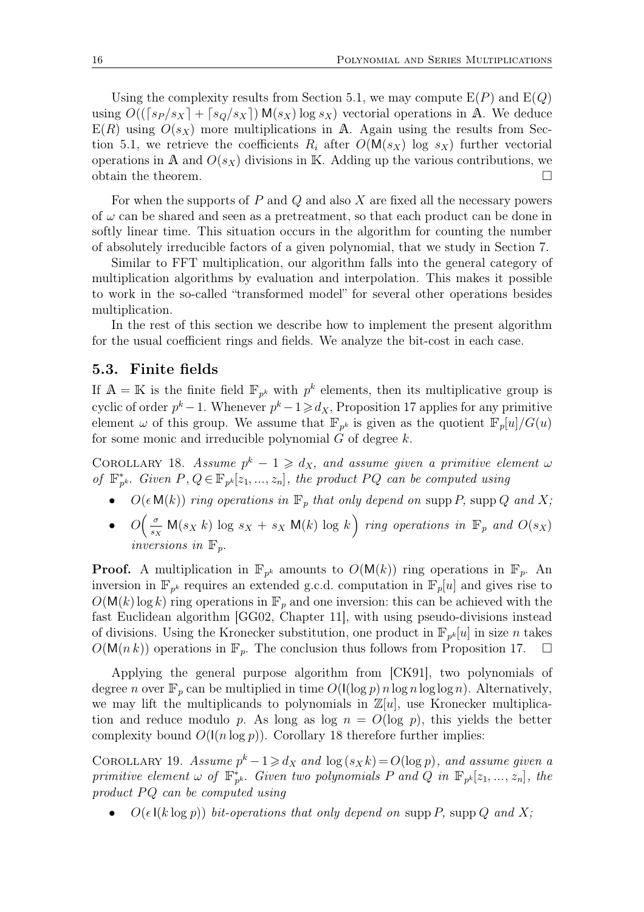Using the complexity results from Section 5.1, we may compute $\mathrm{E}(P)$ and $\mathrm{E}(Q)$ using $O((\lceil s_P/s_X\rceil + \lceil s_Q/s_X\rceil)\, \mathsf{M}(s_X) \log s_X)$ vectorial operations in $\mathbb{A}$. We deduce $\mathrm{E}(R)$ using $O(s_X)$ more multiplications in $\mathbb{A}$. Again using the results from Section 5.1, we retrieve the coefficients $R_i$ after $O(\mathsf{M}(s_X) \log s_X)$ further vectorial operations in $\mathbb{A}$ and $O(s_X)$ divisions in $\mathbb{K}$. Adding up the various contributions, we obtain the theorem. □

For when the supports of $P$ and $Q$ and also $X$ are fixed all the necessary powers of $\omega$ can be shared and seen as a pretreatment, so that each product can be done in softly linear time. This situation occurs in the algorithm for counting the number of absolutely irreducible factors of a given polynomial, that we study in Section 7.

Similar to FFT multiplication, our algorithm falls into the general category of multiplication algorithms by evaluation and interpolation. This makes it possible to work in the so-called "transformed model" for several other operations besides multiplication.

In the rest of this section we describe how to implement the present algorithm for the usual coefficient rings and fields. We analyze the bit-cost in each case.

### 5.3. Finite fields

If $\mathbb{A} = \mathbb{K}$ is the finite field $\mathbb{F}_{p^k}$ with $p^k$ elements, then its multiplicative group is cyclic of order $p^k - 1$. Whenever $p^k - 1 \geqslant d_X$, Proposition 17 applies for any primitive element $\omega$ of this group. We assume that $\mathbb{F}_{p^k}$ is given as the quotient $\mathbb{F}_p[u]/G(u)$ for some monic and irreducible polynomial $G$ of degree $k$.

Corollary 18. *Assume $p^k - 1 \geqslant d_X$, and assume given a primitive element $\omega$ of $\mathbb{F}_{p^k}^*$. Given $P, Q \in \mathbb{F}_{p^k}[z_1, \ldots, z_n]$, the product $PQ$ can be computed using*

- *$O(\epsilon\, \mathsf{M}(k))$ ring operations in $\mathbb{F}_p$ that only depend on $\operatorname{supp} P$, $\operatorname{supp} Q$ and $X$;*
- *$O\Big(\frac{\sigma}{s_X}\, \mathsf{M}(s_X\, k) \log s_X + s_X\, \mathsf{M}(k) \log k\Big)$ ring operations in $\mathbb{F}_p$ and $O(s_X)$ inversions in $\mathbb{F}_p$.*

**Proof.** A multiplication in $\mathbb{F}_{p^k}$ amounts to $O(\mathsf{M}(k))$ ring operations in $\mathbb{F}_p$. An inversion in $\mathbb{F}_{p^k}$ requires an extended g.c.d. computation in $\mathbb{F}_p[u]$ and gives rise to $O(\mathsf{M}(k) \log k)$ ring operations in $\mathbb{F}_p$ and one inversion: this can be achieved with the fast Euclidean algorithm [GG02, Chapter 11], with using pseudo-divisions instead of divisions. Using the Kronecker substitution, one product in $\mathbb{F}_{p^k}[u]$ in size $n$ takes $O(\mathsf{M}(n\, k))$ operations in $\mathbb{F}_p$. The conclusion thus follows from Proposition 17. □

Applying the general purpose algorithm from [CK91], two polynomials of degree $n$ over $\mathbb{F}_p$ can be multiplied in time $O(\mathsf{I}(\log p)\, n \log n \log \log n)$. Alternatively, we may lift the multiplicands to polynomials in $\mathbb{Z}[u]$, use Kronecker multiplication and reduce modulo $p$. As long as $\log n = O(\log p)$, this yields the better complexity bound $O(\mathsf{I}(n \log p))$. Corollary 18 therefore further implies:

Corollary 19. *Assume $p^k - 1 \geqslant d_X$ and $\log(s_X k) = O(\log p)$, and assume given a primitive element $\omega$ of $\mathbb{F}_{p^k}^*$. Given two polynomials $P$ and $Q$ in $\mathbb{F}_{p^k}[z_1, \ldots, z_n]$, the product $PQ$ can be computed using*

- *$O(\epsilon\, \mathsf{I}(k \log p))$ bit-operations that only depend on $\operatorname{supp} P$, $\operatorname{supp} Q$ and $X$;*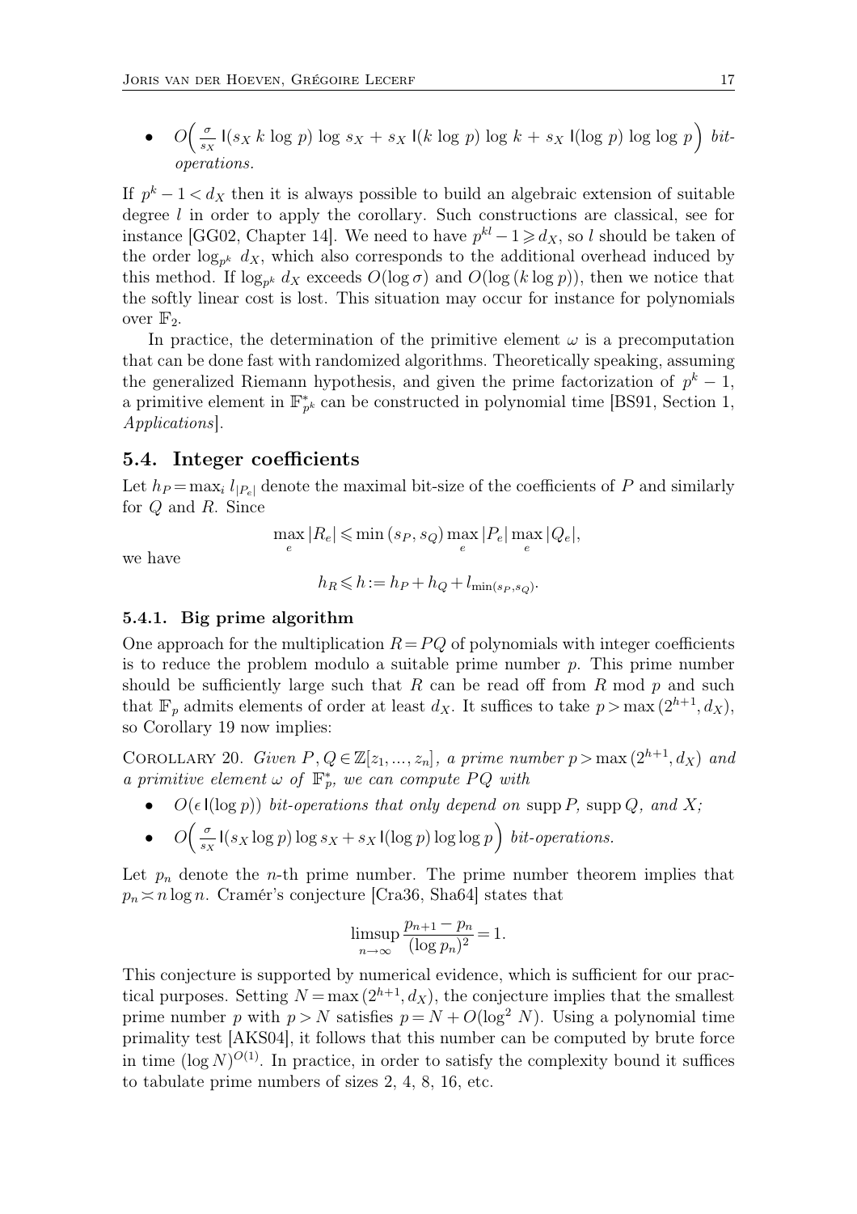- $O\Big(\frac{\sigma}{s_X}\, \mathsf{I}(s_X\, k\, \log\, p)\, \log\, s_X + s_X\, \mathsf{I}(k\, \log\, p)\, \log\, k + s_X\, \mathsf{I}(\log\, p)\, \log\, \log\, p\Big)$ *bit-operations.*

If $p^k - 1 < d_X$ then it is always possible to build an algebraic extension of suitable degree $l$ in order to apply the corollary. Such constructions are classical, see for instance [GG02, Chapter 14]. We need to have $p^{kl} - 1 \geqslant d_X$, so $l$ should be taken of the order $\log_{p^k} d_X$, which also corresponds to the additional overhead induced by this method. If $\log_{p^k} d_X$ exceeds $O(\log \sigma)$ and $O(\log (k \log p))$, then we notice that the softly linear cost is lost. This situation may occur for instance for polynomials over $\mathbb{F}_2$.

In practice, the determination of the primitive element $\omega$ is a precomputation that can be done fast with randomized algorithms. Theoretically speaking, assuming the generalized Riemann hypothesis, and given the prime factorization of $p^k - 1$, a primitive element in $\mathbb{F}_{p^k}^*$ can be constructed in polynomial time [BS91, Section 1, *Applications*].

## 5.4. Integer coefficients

Let $h_P = \max_i l_{|P_e|}$ denote the maximal bit-size of the coefficients of $P$ and similarly for $Q$ and $R$. Since

$$\max_e |R_e| \leqslant \min(s_P, s_Q) \max_e |P_e| \max_e |Q_e|,$$

we have

$$h_R \leqslant h := h_P + h_Q + l_{\min(s_P, s_Q)}.$$

### 5.4.1. Big prime algorithm

One approach for the multiplication $R = PQ$ of polynomials with integer coefficients is to reduce the problem modulo a suitable prime number $p$. This prime number should be sufficiently large such that $R$ can be read off from $R$ mod $p$ and such that $\mathbb{F}_p$ admits elements of order at least $d_X$. It suffices to take $p > \max(2^{h+1}, d_X)$, so Corollary 19 now implies:

Corollary 20. *Given $P, Q \in \mathbb{Z}[z_1, \ldots, z_n]$, a prime number $p > \max(2^{h+1}, d_X)$ and a primitive element $\omega$ of $\mathbb{F}_p^*$, we can compute $PQ$ with*

- $O(\epsilon\, \mathsf{I}(\log p))$ *bit-operations that only depend on* supp $P$, supp $Q$, *and* $X$*;*
- $O\Big(\frac{\sigma}{s_X} \mathsf{I}(s_X \log p) \log s_X + s_X\, \mathsf{I}(\log p) \log \log p\Big)$ *bit-operations.*

Let $p_n$ denote the $n$-th prime number. The prime number theorem implies that $p_n \asymp n \log n$. Cramér's conjecture [Cra36, Sha64] states that

$$\limsup_{n \to \infty} \frac{p_{n+1} - p_n}{(\log p_n)^2} = 1.$$

This conjecture is supported by numerical evidence, which is sufficient for our practical purposes. Setting $N = \max(2^{h+1}, d_X)$, the conjecture implies that the smallest prime number $p$ with $p > N$ satisfies $p = N + O(\log^2 N)$. Using a polynomial time primality test [AKS04], it follows that this number can be computed by brute force in time $(\log N)^{O(1)}$. In practice, in order to satisfy the complexity bound it suffices to tabulate prime numbers of sizes 2, 4, 8, 16, etc.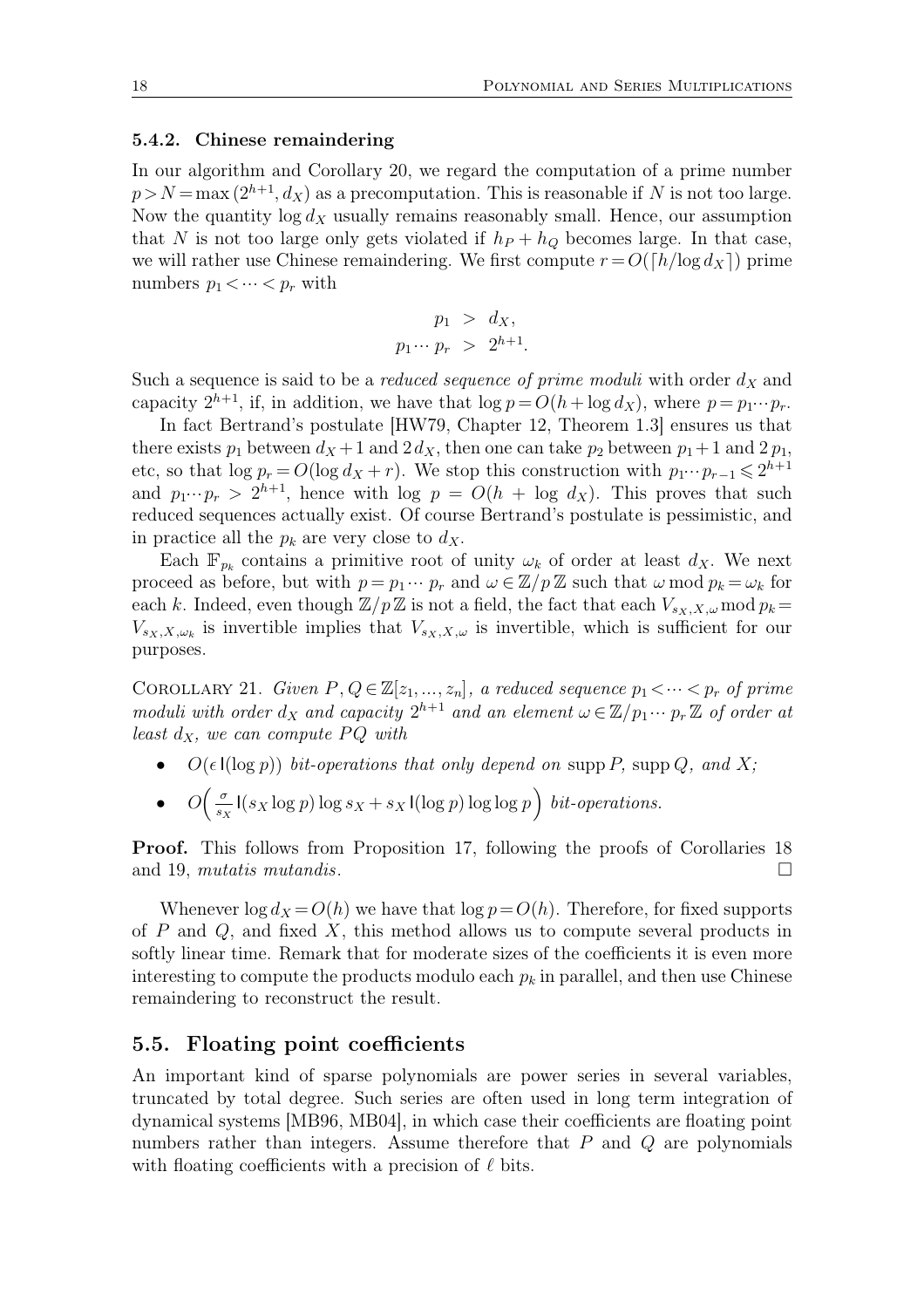#### 5.4.2. Chinese remaindering

In our algorithm and Corollary 20, we regard the computation of a prime number $p > N = \max(2^{h+1}, d_X)$ as a precomputation. This is reasonable if $N$ is not too large. Now the quantity $\log d_X$ usually remains reasonably small. Hence, our assumption that $N$ is not too large only gets violated if $h_P + h_Q$ becomes large. In that case, we will rather use Chinese remaindering. We first compute $r = O(\lceil h / \log d_X \rceil)$ prime numbers $p_1 < \cdots < p_r$ with

$$\begin{aligned} p_1 &> d_X, \\ p_1 \cdots p_r &> 2^{h+1}. \end{aligned}$$

Such a sequence is said to be a *reduced sequence of prime moduli* with order $d_X$ and capacity $2^{h+1}$, if, in addition, we have that $\log p = O(h + \log d_X)$, where $p = p_1 \cdots p_r$.

In fact Bertrand's postulate [HW79, Chapter 12, Theorem 1.3] ensures us that there exists $p_1$ between $d_X + 1$ and $2 d_X$, then one can take $p_2$ between $p_1 + 1$ and $2 p_1$, etc, so that $\log p_r = O(\log d_X + r)$. We stop this construction with $p_1 \cdots p_{r-1} \leqslant 2^{h+1}$ and $p_1 \cdots p_r > 2^{h+1}$, hence with $\log p = O(h + \log d_X)$. This proves that such reduced sequences actually exist. Of course Bertrand's postulate is pessimistic, and in practice all the $p_k$ are very close to $d_X$.

Each $\mathbb{F}_{p_k}$ contains a primitive root of unity $\omega_k$ of order at least $d_X$. We next proceed as before, but with $p = p_1 \cdots p_r$ and $\omega \in \mathbb{Z}/p\mathbb{Z}$ such that $\omega \bmod p_k = \omega_k$ for each $k$. Indeed, even though $\mathbb{Z}/p\mathbb{Z}$ is not a field, the fact that each $V_{s_X, X, \omega} \bmod p_k = V_{s_X, X, \omega_k}$ is invertible implies that $V_{s_X, X, \omega}$ is invertible, which is sufficient for our purposes.

Corollary 21. *Given $P, Q \in \mathbb{Z}[z_1, \ldots, z_n]$, a reduced sequence $p_1 < \cdots < p_r$ of prime moduli with order $d_X$ and capacity $2^{h+1}$ and an element $\omega \in \mathbb{Z}/p_1 \cdots p_r \mathbb{Z}$ of order at least $d_X$, we can compute $PQ$ with*

- $O(\epsilon\, \mathsf{I}(\log p))$ *bit-operations that only depend on* $\operatorname{supp} P$, $\operatorname{supp} Q$, *and* $X$*;*
- $O\Big(\frac{\sigma}{s_X} \mathsf{I}(s_X \log p) \log s_X + s_X \mathsf{I}(\log p) \log \log p\Big)$ *bit-operations.*

**Proof.** This follows from Proposition 17, following the proofs of Corollaries 18 and 19, *mutatis mutandis*. □

Whenever $\log d_X = O(h)$ we have that $\log p = O(h)$. Therefore, for fixed supports of $P$ and $Q$, and fixed $X$, this method allows us to compute several products in softly linear time. Remark that for moderate sizes of the coefficients it is even more interesting to compute the products modulo each $p_k$ in parallel, and then use Chinese remaindering to reconstruct the result.

### 5.5. Floating point coefficients

An important kind of sparse polynomials are power series in several variables, truncated by total degree. Such series are often used in long term integration of dynamical systems [MB96, MB04], in which case their coefficients are floating point numbers rather than integers. Assume therefore that $P$ and $Q$ are polynomials with floating coefficients with a precision of $\ell$ bits.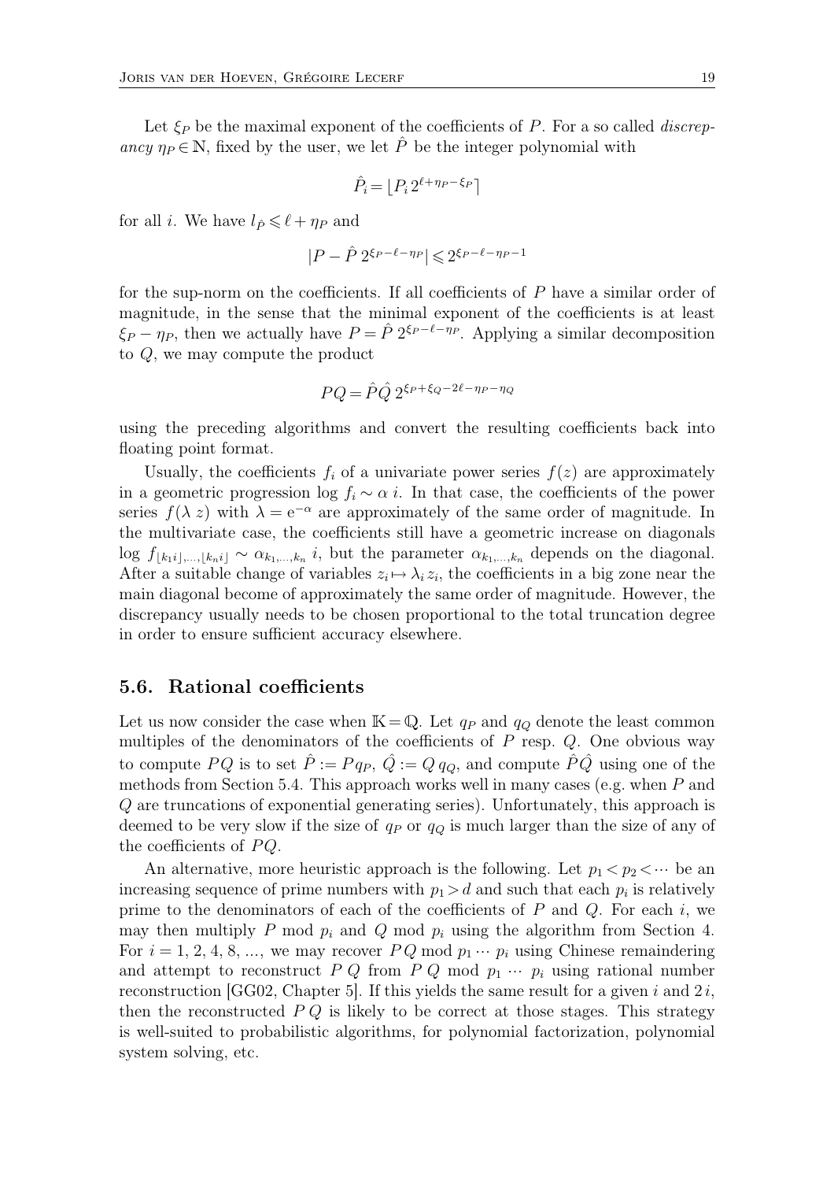Let $\xi_P$ be the maximal exponent of the coefficients of $P$. For a so called *discrepancy* $\eta_P \in \mathbb{N}$, fixed by the user, we let $\hat{P}$ be the integer polynomial with

$$\hat{P}_i = \lfloor P_i \, 2^{\ell + \eta_P - \xi_P} \rceil$$

for all $i$. We have $l_{\hat{P}} \leqslant \ell + \eta_P$ and

$$|P - \hat{P} \, 2^{\xi_P - \ell - \eta_P}| \leqslant 2^{\xi_P - \ell - \eta_P - 1}$$

for the sup-norm on the coefficients. If all coefficients of $P$ have a similar order of magnitude, in the sense that the minimal exponent of the coefficients is at least $\xi_P - \eta_P$, then we actually have $P = \hat{P} \, 2^{\xi_P - \ell - \eta_P}$. Applying a similar decomposition to $Q$, we may compute the product

$$P Q = \hat{P} \hat{Q} \, 2^{\xi_P + \xi_Q - 2\ell - \eta_P - \eta_Q}$$

using the preceding algorithms and convert the resulting coefficients back into floating point format.

Usually, the coefficients $f_i$ of a univariate power series $f(z)$ are approximately in a geometric progression $\log f_i \sim \alpha \, i$. In that case, the coefficients of the power series $f(\lambda \, z)$ with $\lambda = \mathrm{e}^{-\alpha}$ are approximately of the same order of magnitude. In the multivariate case, the coefficients still have a geometric increase on diagonals $\log f_{\lfloor k_1 i \rfloor, \ldots, \lfloor k_n i \rfloor} \sim \alpha_{k_1, \ldots, k_n} \, i$, but the parameter $\alpha_{k_1, \ldots, k_n}$ depends on the diagonal. After a suitable change of variables $z_i \mapsto \lambda_i \, z_i$, the coefficients in a big zone near the main diagonal become of approximately the same order of magnitude. However, the discrepancy usually needs to be chosen proportional to the total truncation degree in order to ensure sufficient accuracy elsewhere.

## 5.6. Rational coefficients

Let us now consider the case when $\mathbb{K} = \mathbb{Q}$. Let $q_P$ and $q_Q$ denote the least common multiples of the denominators of the coefficients of $P$ resp. $Q$. One obvious way to compute $P Q$ is to set $\hat{P} := P q_P$, $\hat{Q} := Q \, q_Q$, and compute $\hat{P} \hat{Q}$ using one of the methods from Section 5.4. This approach works well in many cases (e.g. when $P$ and $Q$ are truncations of exponential generating series). Unfortunately, this approach is deemed to be very slow if the size of $q_P$ or $q_Q$ is much larger than the size of any of the coefficients of $P Q$.

An alternative, more heuristic approach is the following. Let $p_1 < p_2 < \cdots$ be an increasing sequence of prime numbers with $p_1 > d$ and such that each $p_i$ is relatively prime to the denominators of each of the coefficients of $P$ and $Q$. For each $i$, we may then multiply $P$ mod $p_i$ and $Q$ mod $p_i$ using the algorithm from Section 4. For $i = 1, 2, 4, 8, \ldots$, we may recover $P Q$ mod $p_1 \cdots p_i$ using Chinese remaindering and attempt to reconstruct $P \, Q$ from $P \, Q$ mod $p_1 \, \cdots \, p_i$ using rational number reconstruction [GG02, Chapter 5]. If this yields the same result for a given $i$ and $2 \, i$, then the reconstructed $P \, Q$ is likely to be correct at those stages. This strategy is well-suited to probabilistic algorithms, for polynomial factorization, polynomial system solving, etc.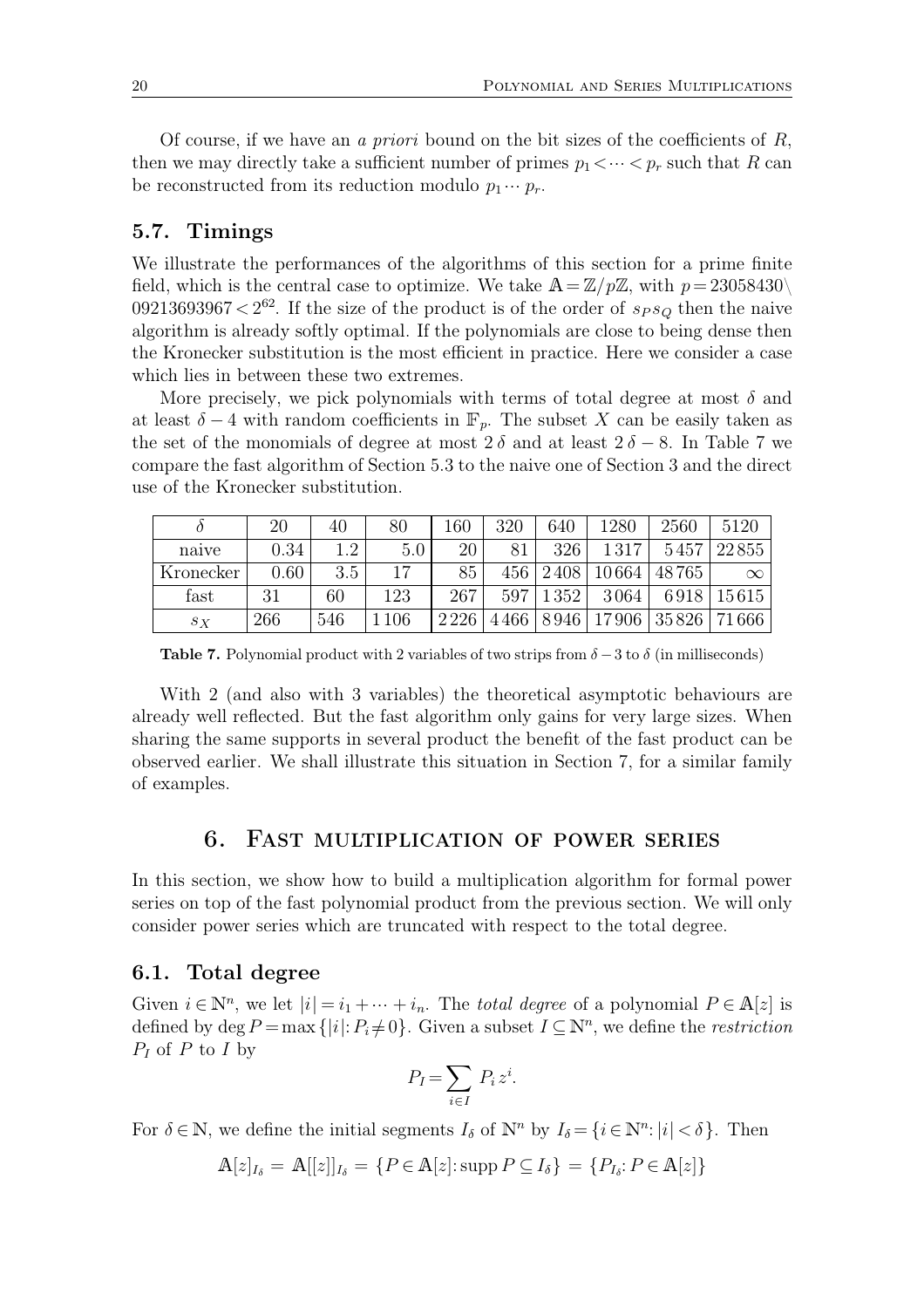Of course, if we have an *a priori* bound on the bit sizes of the coefficients of $R$, then we may directly take a sufficient number of primes $p_1 < \cdots < p_r$ such that $R$ can be reconstructed from its reduction modulo $p_1 \cdots p_r$.

## 5.7. Timings

We illustrate the performances of the algorithms of this section for a prime finite field, which is the central case to optimize. We take $\mathbb{A} = \mathbb{Z}/p\mathbb{Z}$, with $p = 23058430\backslash 09213693967 < 2^{62}$. If the size of the product is of the order of $s_P s_Q$ then the naive algorithm is already softly optimal. If the polynomials are close to being dense then the Kronecker substitution is the most efficient in practice. Here we consider a case which lies in between these two extremes.

More precisely, we pick polynomials with terms of total degree at most $\delta$ and at least $\delta - 4$ with random coefficients in $\mathbb{F}_p$. The subset $X$ can be easily taken as the set of the monomials of degree at most $2\,\delta$ and at least $2\,\delta - 8$. In Table 7 we compare the fast algorithm of Section 5.3 to the naive one of Section 3 and the direct use of the Kronecker substitution.

| $\delta$ | 20 | 40 | 80 | 160 | 320 | 640 | 1280 | 2560 | 5120 |
|---|---|---|---|---|---|---|---|---|---|
| naive | 0.34 | 1.2 | 5.0 | 20 | 81 | 326 | 1317 | 5457 | 22855 |
| Kronecker | 0.60 | 3.5 | 17 | 85 | 456 | 2408 | 10664 | 48765 | $\infty$ |
| fast | 31 | 60 | 123 | 267 | 597 | 1352 | 3064 | 6918 | 15615 |
| $s_X$ | 266 | 546 | 1106 | 2226 | 4466 | 8946 | 17906 | 35826 | 71666 |

**Table 7.** Polynomial product with 2 variables of two strips from $\delta - 3$ to $\delta$ (in milliseconds)

With 2 (and also with 3 variables) the theoretical asymptotic behaviours are already well reflected. But the fast algorithm only gains for very large sizes. When sharing the same supports in several product the benefit of the fast product can be observed earlier. We shall illustrate this situation in Section 7, for a similar family of examples.

# 6. Fast multiplication of power series

In this section, we show how to build a multiplication algorithm for formal power series on top of the fast polynomial product from the previous section. We will only consider power series which are truncated with respect to the total degree.

## 6.1. Total degree

Given $i \in \mathbb{N}^n$, we let $|i| = i_1 + \cdots + i_n$. The *total degree* of a polynomial $P \in \mathbb{A}[z]$ is defined by $\deg P = \max\{|i| : P_i \neq 0\}$. Given a subset $I \subseteq \mathbb{N}^n$, we define the *restriction* $P_I$ of $P$ to $I$ by

$$P_I = \sum_{i \in I} P_i z^i.$$

For $\delta \in \mathbb{N}$, we define the initial segments $I_\delta$ of $\mathbb{N}^n$ by $I_\delta = \{i \in \mathbb{N}^n : |i| < \delta\}$. Then

$$\mathbb{A}[z]_{I_\delta} = \mathbb{A}[[z]]_{I_\delta} = \{P \in \mathbb{A}[z] : \operatorname{supp} P \subseteq I_\delta\} = \{P_{I_\delta} : P \in \mathbb{A}[z]\}$$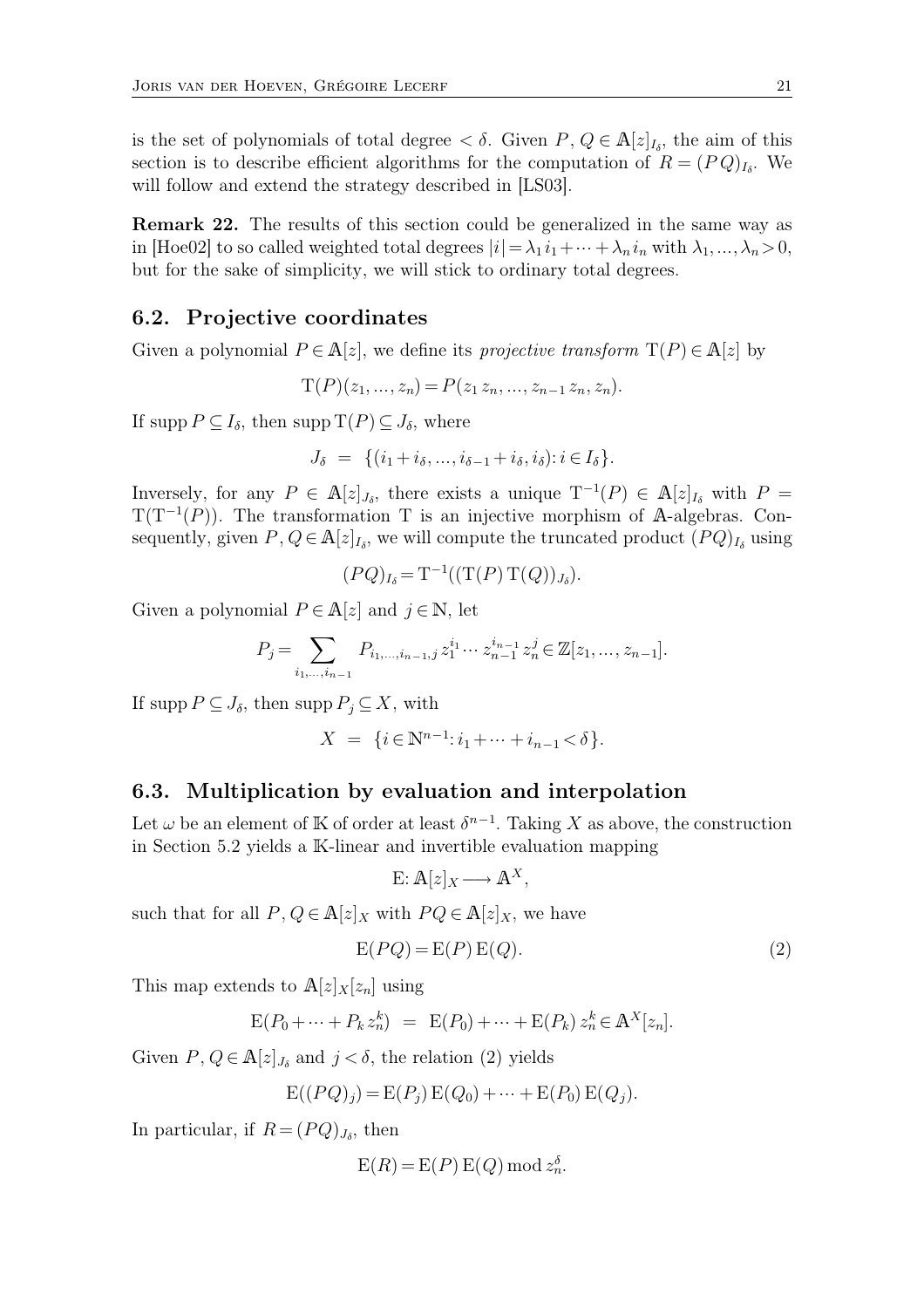is the set of polynomials of total degree $< \delta$. Given $P, Q \in \mathbb{A}[z]_{I_\delta}$, the aim of this section is to describe efficient algorithms for the computation of $R = (PQ)_{I_\delta}$. We will follow and extend the strategy described in [LS03].

**Remark 22.** The results of this section could be generalized in the same way as in [Hoe02] to so called weighted total degrees $|i| = \lambda_1 i_1 + \cdots + \lambda_n i_n$ with $\lambda_1, \ldots, \lambda_n > 0$, but for the sake of simplicity, we will stick to ordinary total degrees.

## 6.2. Projective coordinates

Given a polynomial $P \in \mathbb{A}[z]$, we define its *projective transform* $\mathrm{T}(P) \in \mathbb{A}[z]$ by

$$\mathrm{T}(P)(z_1, \ldots, z_n) = P(z_1 z_n, \ldots, z_{n-1} z_n, z_n).$$

If $\operatorname{supp} P \subseteq I_\delta$, then $\operatorname{supp} \mathrm{T}(P) \subseteq J_\delta$, where

$$J_\delta \;=\; \{(i_1 + i_\delta, \ldots, i_{\delta-1} + i_\delta, i_\delta) : i \in I_\delta\}.$$

Inversely, for any $P \in \mathbb{A}[z]_{J_\delta}$, there exists a unique $\mathrm{T}^{-1}(P) \in \mathbb{A}[z]_{I_\delta}$ with $P = \mathrm{T}(\mathrm{T}^{-1}(P))$. The transformation $\mathrm{T}$ is an injective morphism of $\mathbb{A}$-algebras. Consequently, given $P, Q \in \mathbb{A}[z]_{I_\delta}$, we will compute the truncated product $(PQ)_{I_\delta}$ using

$$(PQ)_{I_\delta} = \mathrm{T}^{-1}((\mathrm{T}(P)\,\mathrm{T}(Q))_{J_\delta}).$$

Given a polynomial $P \in \mathbb{A}[z]$ and $j \in \mathbb{N}$, let

$$P_j = \sum_{i_1, \ldots, i_{n-1}} P_{i_1, \ldots, i_{n-1}, j}\, z_1^{i_1} \cdots z_{n-1}^{i_{n-1}} z_n^j \in \mathbb{Z}[z_1, \ldots, z_{n-1}].$$

If $\operatorname{supp} P \subseteq J_\delta$, then $\operatorname{supp} P_j \subseteq X$, with

$$X \;=\; \{i \in \mathbb{N}^{n-1} : i_1 + \cdots + i_{n-1} < \delta\}.$$

## 6.3. Multiplication by evaluation and interpolation

Let $\omega$ be an element of $\mathbb{K}$ of order at least $\delta^{n-1}$. Taking $X$ as above, the construction in Section 5.2 yields a $\mathbb{K}$-linear and invertible evaluation mapping

$$\mathrm{E} : \mathbb{A}[z]_X \longrightarrow \mathbb{A}^X,$$

such that for all $P, Q \in \mathbb{A}[z]_X$ with $PQ \in \mathbb{A}[z]_X$, we have

$$\mathrm{E}(PQ) = \mathrm{E}(P)\,\mathrm{E}(Q). \tag{2}$$

This map extends to $\mathbb{A}[z]_X[z_n]$ using

$$\mathrm{E}(P_0 + \cdots + P_k z_n^k) \;=\; \mathrm{E}(P_0) + \cdots + \mathrm{E}(P_k)\, z_n^k \in \mathbb{A}^X[z_n].$$

Given $P, Q \in \mathbb{A}[z]_{J_\delta}$ and $j < \delta$, the relation (2) yields

$$\mathrm{E}((PQ)_j) = \mathrm{E}(P_j)\,\mathrm{E}(Q_0) + \cdots + \mathrm{E}(P_0)\,\mathrm{E}(Q_j).$$

In particular, if $R = (PQ)_{J_\delta}$, then

$$\mathrm{E}(R) = \mathrm{E}(P)\,\mathrm{E}(Q) \bmod z_n^\delta.$$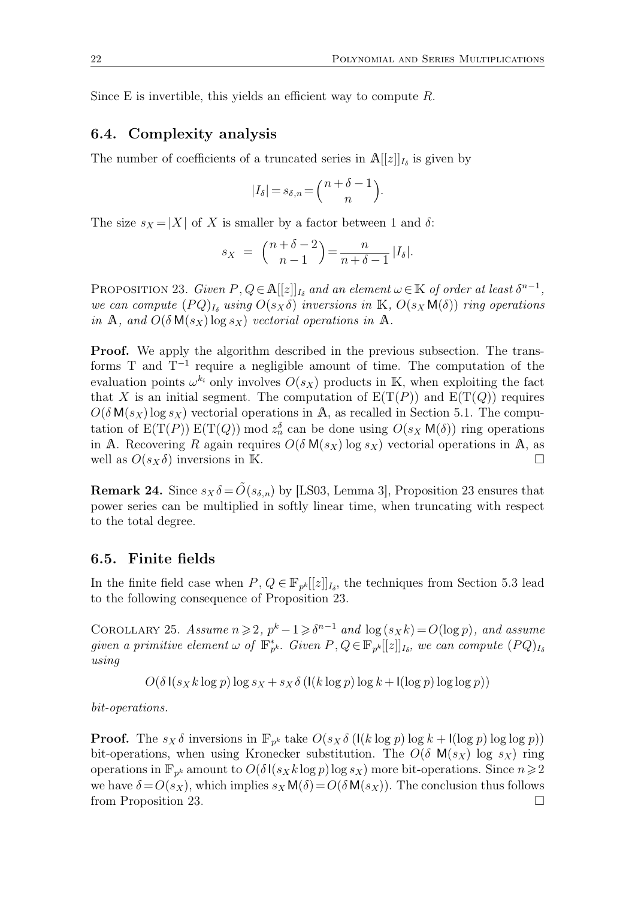Since E is invertible, this yields an efficient way to compute $R$.

## 6.4. Complexity analysis

The number of coefficients of a truncated series in $\mathbb{A}[[z]]_{I_\delta}$ is given by

$$|I_\delta| = s_{\delta,n} = \binom{n+\delta-1}{n}.$$

The size $s_X = |X|$ of $X$ is smaller by a factor between 1 and $\delta$:

$$s_X \;=\; \binom{n+\delta-2}{n-1} = \frac{n}{n+\delta-1}\,|I_\delta|.$$

PROPOSITION 23. *Given $P, Q \in \mathbb{A}[[z]]_{I_\delta}$ and an element $\omega \in \mathbb{K}$ of order at least $\delta^{n-1}$, we can compute $(PQ)_{I_\delta}$ using $O(s_X \delta)$ inversions in $\mathbb{K}$, $O(s_X \mathsf{M}(\delta))$ ring operations in $\mathbb{A}$, and $O(\delta\,\mathsf{M}(s_X)\log s_X)$ vectorial operations in $\mathbb{A}$.*

**Proof.** We apply the algorithm described in the previous subsection. The transforms T and $\mathrm{T}^{-1}$ require a negligible amount of time. The computation of the evaluation points $\omega^{k_i}$ only involves $O(s_X)$ products in $\mathbb{K}$, when exploiting the fact that $X$ is an initial segment. The computation of $\mathrm{E}(\mathrm{T}(P))$ and $\mathrm{E}(\mathrm{T}(Q))$ requires $O(\delta\,\mathsf{M}(s_X)\log s_X)$ vectorial operations in $\mathbb{A}$, as recalled in Section 5.1. The computation of $\mathrm{E}(\mathrm{T}(P))\,\mathrm{E}(\mathrm{T}(Q)) \bmod z_n^\delta$ can be done using $O(s_X\,\mathsf{M}(\delta))$ ring operations in $\mathbb{A}$. Recovering $R$ again requires $O(\delta\,\mathsf{M}(s_X)\log s_X)$ vectorial operations in $\mathbb{A}$, as well as $O(s_X\delta)$ inversions in $\mathbb{K}$. □

**Remark 24.** Since $s_X\delta = \tilde{O}(s_{\delta,n})$ by [LS03, Lemma 3], Proposition 23 ensures that power series can be multiplied in softly linear time, when truncating with respect to the total degree.

## 6.5. Finite fields

In the finite field case when $P, Q \in \mathbb{F}_{p^k}[[z]]_{I_\delta}$, the techniques from Section 5.3 lead to the following consequence of Proposition 23.

COROLLARY 25. *Assume $n \geqslant 2$, $p^k - 1 \geqslant \delta^{n-1}$ and $\log(s_X k) = O(\log p)$, and assume given a primitive element $\omega$ of $\mathbb{F}_{p^k}^*$. Given $P, Q \in \mathbb{F}_{p^k}[[z]]_{I_\delta}$, we can compute $(PQ)_{I_\delta}$ using*

$$O(\delta\,\mathsf{I}(s_X k\log p)\log s_X + s_X\delta\,(\mathsf{I}(k\log p)\log k + \mathsf{I}(\log p)\log\log p))$$

*bit-operations.*

**Proof.** The $s_X\delta$ inversions in $\mathbb{F}_{p^k}$ take $O(s_X\delta\,(\mathsf{I}(k\log p)\log k + \mathsf{I}(\log p)\log\log p))$ bit-operations, when using Kronecker substitution. The $O(\delta\;\mathsf{M}(s_X)\;\log\;s_X)$ ring operations in $\mathbb{F}_{p^k}$ amount to $O(\delta\,\mathsf{I}(s_X k\log p)\log s_X)$ more bit-operations. Since $n \geqslant 2$ we have $\delta = O(s_X)$, which implies $s_X\,\mathsf{M}(\delta) = O(\delta\,\mathsf{M}(s_X))$. The conclusion thus follows from Proposition 23. □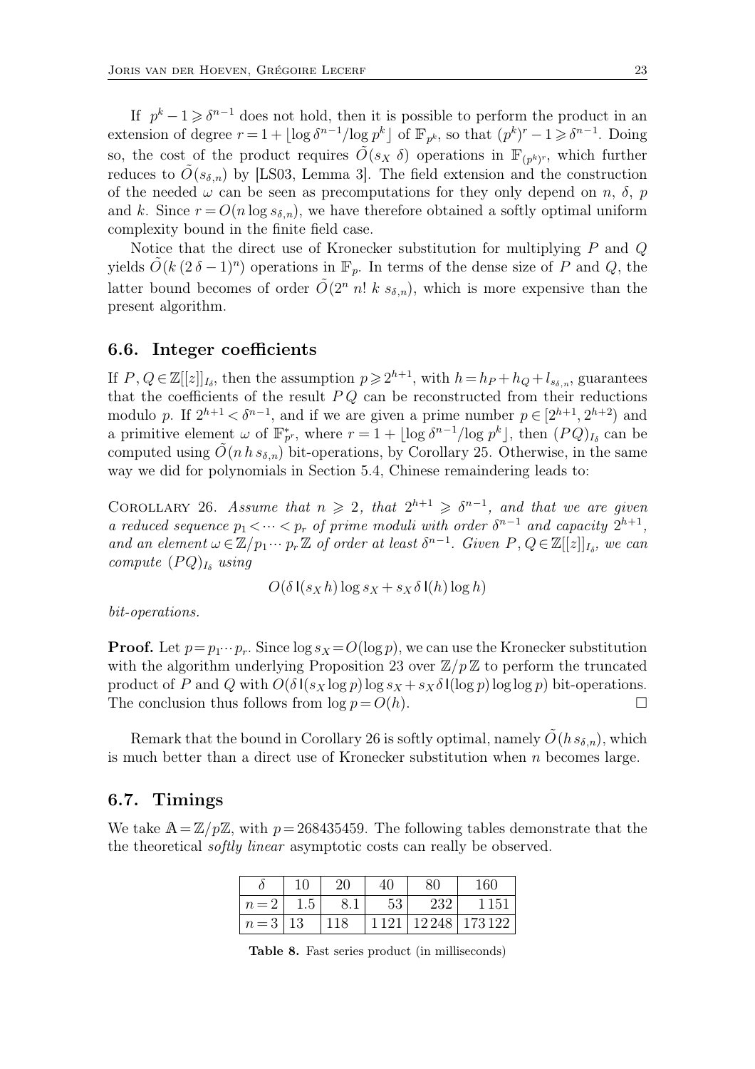If $p^k - 1 \geqslant \delta^{n-1}$ does not hold, then it is possible to perform the product in an extension of degree $r = 1 + \lfloor \log \delta^{n-1} / \log p^k \rfloor$ of $\mathbb{F}_{p^k}$, so that $(p^k)^r - 1 \geqslant \delta^{n-1}$. Doing so, the cost of the product requires $\tilde{O}(s_X \, \delta)$ operations in $\mathbb{F}_{(p^k)^r}$, which further reduces to $\tilde{O}(s_{\delta,n})$ by [LS03, Lemma 3]. The field extension and the construction of the needed $\omega$ can be seen as precomputations for they only depend on $n$, $\delta$, $p$ and $k$. Since $r = O(n \log s_{\delta,n})$, we have therefore obtained a softly optimal uniform complexity bound in the finite field case.

Notice that the direct use of Kronecker substitution for multiplying $P$ and $Q$ yields $\tilde{O}(k \, (2\,\delta - 1)^n)$ operations in $\mathbb{F}_p$. In terms of the dense size of $P$ and $Q$, the latter bound becomes of order $\tilde{O}(2^n \; n! \; k \; s_{\delta,n})$, which is more expensive than the present algorithm.

## 6.6. Integer coefficients

If $P, Q \in \mathbb{Z}[[z]]_{I_\delta}$, then the assumption $p \geqslant 2^{h+1}$, with $h = h_P + h_Q + l_{s_{\delta,n}}$, guarantees that the coefficients of the result $P Q$ can be reconstructed from their reductions modulo $p$. If $2^{h+1} < \delta^{n-1}$, and if we are given a prime number $p \in [2^{h+1}, 2^{h+2})$ and a primitive element $\omega$ of $\mathbb{F}_{p^r}^*$, where $r = 1 + \lfloor \log \delta^{n-1} / \log p^k \rfloor$, then $(P Q)_{I_\delta}$ can be computed using $\tilde{O}(n \, h \, s_{\delta,n})$ bit-operations, by Corollary 25. Otherwise, in the same way we did for polynomials in Section 5.4, Chinese remaindering leads to:

Corollary 26. *Assume that $n \geqslant 2$, that $2^{h+1} \geqslant \delta^{n-1}$, and that we are given a reduced sequence $p_1 < \cdots < p_r$ of prime moduli with order $\delta^{n-1}$ and capacity $2^{h+1}$, and an element $\omega \in \mathbb{Z}/p_1 \cdots p_r \mathbb{Z}$ of order at least $\delta^{n-1}$. Given $P, Q \in \mathbb{Z}[[z]]_{I_\delta}$, we can compute $(P Q)_{I_\delta}$ using*

$$O(\delta \, \mathsf{I}(s_X \, h) \log s_X + s_X \, \delta \, \mathsf{I}(h) \log h)$$

*bit-operations.*

**Proof.** Let $p = p_1 \cdots p_r$. Since $\log s_X = O(\log p)$, we can use the Kronecker substitution with the algorithm underlying Proposition 23 over $\mathbb{Z}/p\,\mathbb{Z}$ to perform the truncated product of $P$ and $Q$ with $O(\delta \, \mathsf{I}(s_X \log p) \log s_X + s_X \, \delta \, \mathsf{I}(\log p) \log \log p)$ bit-operations. The conclusion thus follows from $\log p = O(h)$. □

Remark that the bound in Corollary 26 is softly optimal, namely $\tilde{O}(h \, s_{\delta,n})$, which is much better than a direct use of Kronecker substitution when $n$ becomes large.

## 6.7. Timings

We take $\mathbb{A} = \mathbb{Z}/p\mathbb{Z}$, with $p = 268435459$. The following tables demonstrate that the the theoretical *softly linear* asymptotic costs can really be observed.

| $\delta$ | 10 | 20 | 40 | 80 | 160 |
|---|---|---|---|---|---|
| $n = 2$ | 1.5 | 8.1 | 53 | 232 | 1 151 |
| $n = 3$ | 13 | 118 | 1 121 | 12 248 | 173 122 |

**Table 8.** Fast series product (in milliseconds)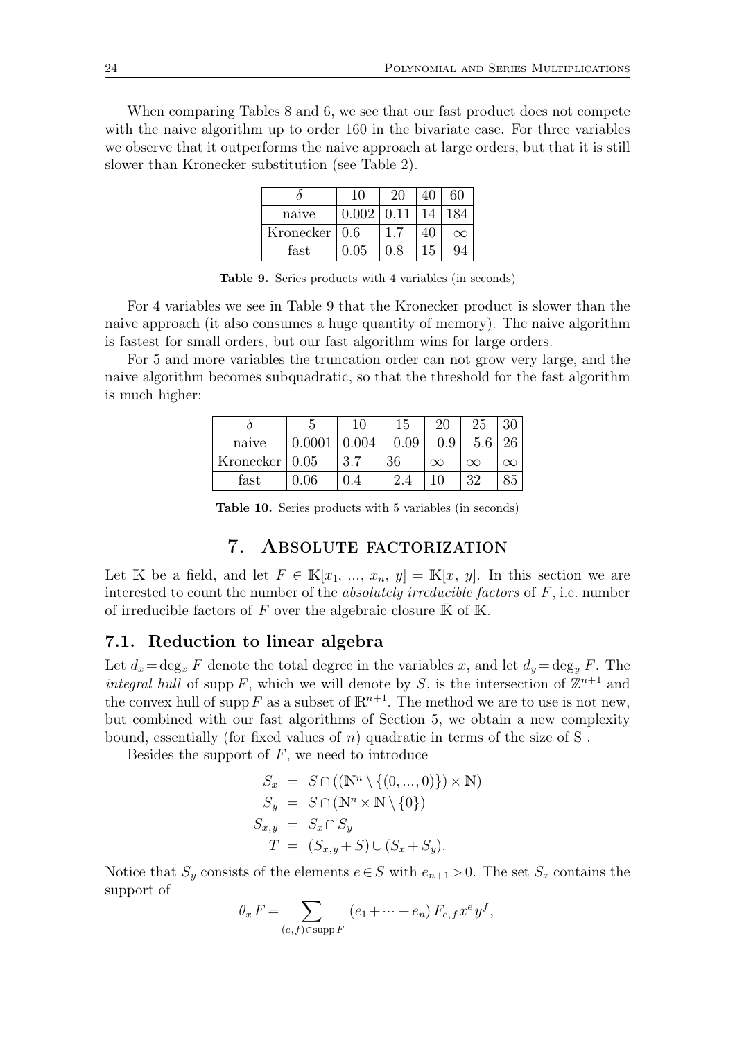When comparing Tables 8 and 6, we see that our fast product does not compete with the naive algorithm up to order 160 in the bivariate case. For three variables we observe that it outperforms the naive approach at large orders, but that it is still slower than Kronecker substitution (see Table 2).

| $\delta$ | 10 | 20 | 40 | 60 |
|---|---|---|---|---|
| naive | 0.002 | 0.11 | 14 | 184 |
| Kronecker | 0.6 | 1.7 | 40 | $\infty$ |
| fast | 0.05 | 0.8 | 15 | 94 |

**Table 9.** Series products with 4 variables (in seconds)

For 4 variables we see in Table 9 that the Kronecker product is slower than the naive approach (it also consumes a huge quantity of memory). The naive algorithm is fastest for small orders, but our fast algorithm wins for large orders.

For 5 and more variables the truncation order can not grow very large, and the naive algorithm becomes subquadratic, so that the threshold for the fast algorithm is much higher:

| $\delta$ | 5 | 10 | 15 | 20 | 25 | 30 |
|---|---|---|---|---|---|---|
| naive | 0.0001 | 0.004 | 0.09 | 0.9 | 5.6 | 26 |
| Kronecker | 0.05 | 3.7 | 36 | $\infty$ | $\infty$ | $\infty$ |
| fast | 0.06 | 0.4 | 2.4 | 10 | 32 | 85 |

**Table 10.** Series products with 5 variables (in seconds)

# 7. Absolute factorization

Let $\mathbb{K}$ be a field, and let $F \in \mathbb{K}[x_1, ..., x_n, y] = \mathbb{K}[x, y]$. In this section we are interested to count the number of the *absolutely irreducible factors* of $F$, i.e. number of irreducible factors of $F$ over the algebraic closure $\bar{\mathbb{K}}$ of $\mathbb{K}$.

## 7.1. Reduction to linear algebra

Let $d_x = \deg_x F$ denote the total degree in the variables $x$, and let $d_y = \deg_y F$. The *integral hull* of $\operatorname{supp} F$, which we will denote by $S$, is the intersection of $\mathbb{Z}^{n+1}$ and the convex hull of $\operatorname{supp} F$ as a subset of $\mathbb{R}^{n+1}$. The method we are to use is not new, but combined with our fast algorithms of Section 5, we obtain a new complexity bound, essentially (for fixed values of $n$) quadratic in terms of the size of S .

Besides the support of $F$, we need to introduce

$$
\begin{aligned}
S_x &= S \cap ((\mathbb{N}^n \setminus \{(0, ..., 0)\}) \times \mathbb{N}) \\
S_y &= S \cap (\mathbb{N}^n \times \mathbb{N} \setminus \{0\}) \\
S_{x,y} &= S_x \cap S_y \\
T &= (S_{x,y} + S) \cup (S_x + S_y).
\end{aligned}
$$

Notice that $S_y$ consists of the elements $e \in S$ with $e_{n+1} > 0$. The set $S_x$ contains the support of

$$
\theta_x F = \sum_{(e,f) \in \operatorname{supp} F} (e_1 + \cdots + e_n) F_{e,f} x^e y^f,
$$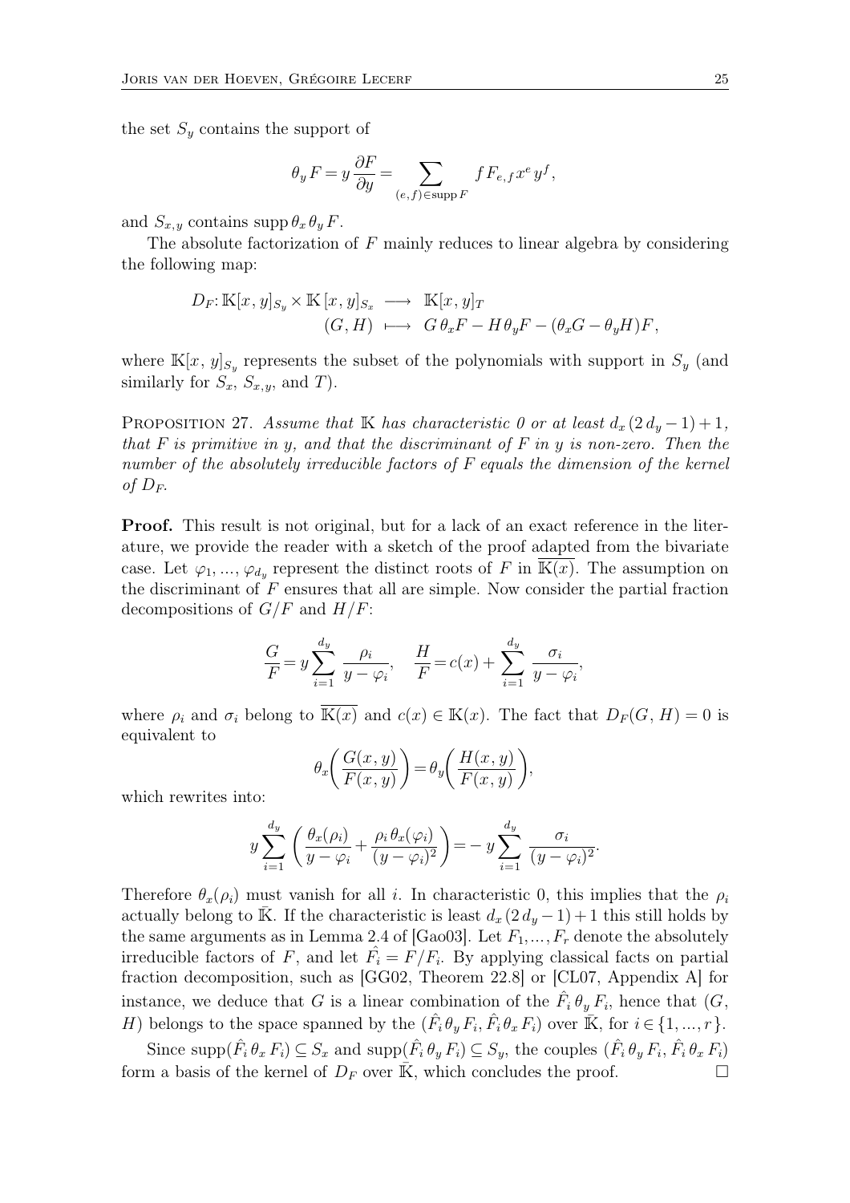the set $S_y$ contains the support of

$$\theta_y F = y \frac{\partial F}{\partial y} = \sum_{(e,f) \in \operatorname{supp} F} f F_{e,f} x^e y^f,$$

and $S_{x,y}$ contains $\operatorname{supp} \theta_x \theta_y F$.

The absolute factorization of $F$ mainly reduces to linear algebra by considering the following map:

$$\begin{aligned} D_F \colon \mathbb{K}[x,y]_{S_y} \times \mathbb{K}[x,y]_{S_x} &\longrightarrow \mathbb{K}[x,y]_T \\ (G,H) &\longmapsto G\,\theta_x F - H\,\theta_y F - (\theta_x G - \theta_y H) F, \end{aligned}$$

where $\mathbb{K}[x,y]_{S_y}$ represents the subset of the polynomials with support in $S_y$ (and similarly for $S_x$, $S_{x,y}$, and $T$).

Proposition 27. *Assume that $\mathbb{K}$ has characteristic 0 or at least $d_x(2d_y - 1) + 1$, that $F$ is primitive in $y$, and that the discriminant of $F$ in $y$ is non-zero. Then the number of the absolutely irreducible factors of $F$ equals the dimension of the kernel of $D_F$.*

**Proof.** This result is not original, but for a lack of an exact reference in the literature, we provide the reader with a sketch of the proof adapted from the bivariate case. Let $\varphi_1, \ldots, \varphi_{d_y}$ represent the distinct roots of $F$ in $\overline{\mathbb{K}(x)}$. The assumption on the discriminant of $F$ ensures that all are simple. Now consider the partial fraction decompositions of $G/F$ and $H/F$:

$$\frac{G}{F} = y \sum_{i=1}^{d_y} \frac{\rho_i}{y - \varphi_i}, \quad \frac{H}{F} = c(x) + \sum_{i=1}^{d_y} \frac{\sigma_i}{y - \varphi_i},$$

where $\rho_i$ and $\sigma_i$ belong to $\overline{\mathbb{K}(x)}$ and $c(x) \in \mathbb{K}(x)$. The fact that $D_F(G,H) = 0$ is equivalent to

$$\theta_x\!\left(\frac{G(x,y)}{F(x,y)}\right) = \theta_y\!\left(\frac{H(x,y)}{F(x,y)}\right),$$

which rewrites into:

$$y \sum_{i=1}^{d_y} \left(\frac{\theta_x(\rho_i)}{y - \varphi_i} + \frac{\rho_i\,\theta_x(\varphi_i)}{(y - \varphi_i)^2}\right) = -\,y \sum_{i=1}^{d_y} \frac{\sigma_i}{(y - \varphi_i)^2}.$$

Therefore $\theta_x(\rho_i)$ must vanish for all $i$. In characteristic 0, this implies that the $\rho_i$ actually belong to $\bar{\mathbb{K}}$. If the characteristic is least $d_x(2d_y - 1) + 1$ this still holds by the same arguments as in Lemma 2.4 of [Gao03]. Let $F_1, \ldots, F_r$ denote the absolutely irreducible factors of $F$, and let $\hat{F_i} = F/F_i$. By applying classical facts on partial fraction decomposition, such as [GG02, Theorem 22.8] or [CL07, Appendix A] for instance, we deduce that $G$ is a linear combination of the $\hat{F}_i\,\theta_y F_i$, hence that $(G, H)$ belongs to the space spanned by the $(\hat{F}_i\,\theta_y F_i, \hat{F}_i\,\theta_x F_i)$ over $\bar{\mathbb{K}}$, for $i \in \{1, \ldots, r\}$.

Since $\operatorname{supp}(\hat{F}_i\,\theta_x F_i) \subseteq S_x$ and $\operatorname{supp}(\hat{F}_i\,\theta_y F_i) \subseteq S_y$, the couples $(\hat{F}_i\,\theta_y F_i, \hat{F}_i\,\theta_x F_i)$ form a basis of the kernel of $D_F$ over $\bar{\mathbb{K}}$, which concludes the proof. $\square$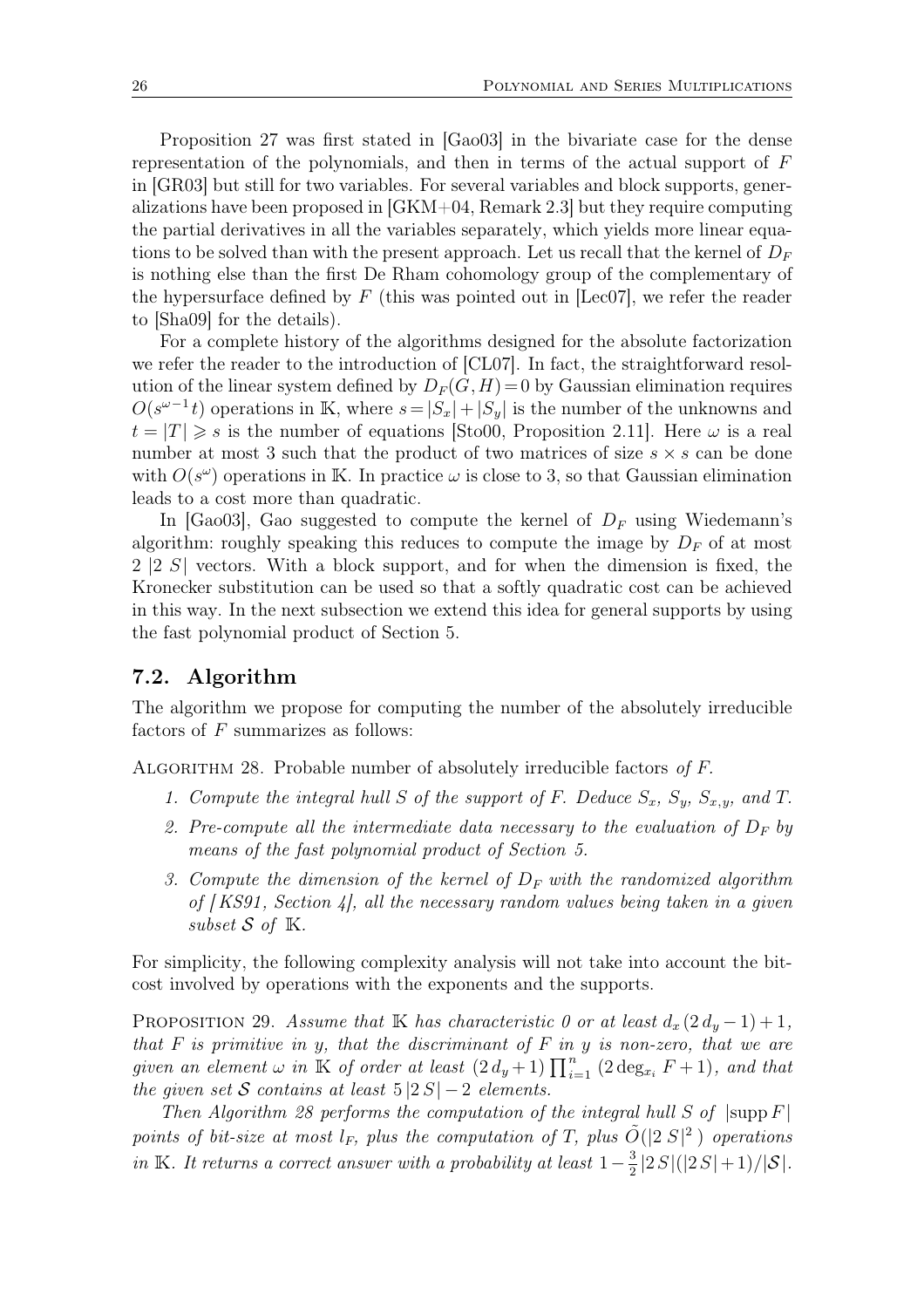Proposition 27 was first stated in [Gao03] in the bivariate case for the dense representation of the polynomials, and then in terms of the actual support of $F$ in [GR03] but still for two variables. For several variables and block supports, generalizations have been proposed in [GKM+04, Remark 2.3] but they require computing the partial derivatives in all the variables separately, which yields more linear equations to be solved than with the present approach. Let us recall that the kernel of $D_F$ is nothing else than the first De Rham cohomology group of the complementary of the hypersurface defined by $F$ (this was pointed out in [Lec07], we refer the reader to [Sha09] for the details).

For a complete history of the algorithms designed for the absolute factorization we refer the reader to the introduction of [CL07]. In fact, the straightforward resolution of the linear system defined by $D_F(G, H) = 0$ by Gaussian elimination requires $O(s^{\omega-1} t)$ operations in $\mathbb{K}$, where $s = |S_x| + |S_y|$ is the number of the unknowns and $t = |T| \geqslant s$ is the number of equations [Sto00, Proposition 2.11]. Here $\omega$ is a real number at most 3 such that the product of two matrices of size $s \times s$ can be done with $O(s^\omega)$ operations in $\mathbb{K}$. In practice $\omega$ is close to 3, so that Gaussian elimination leads to a cost more than quadratic.

In [Gao03], Gao suggested to compute the kernel of $D_F$ using Wiedemann's algorithm: roughly speaking this reduces to compute the image by $D_F$ of at most $2\,|2\,S|$ vectors. With a block support, and for when the dimension is fixed, the Kronecker substitution can be used so that a softly quadratic cost can be achieved in this way. In the next subsection we extend this idea for general supports by using the fast polynomial product of Section 5.

## 7.2. Algorithm

The algorithm we propose for computing the number of the absolutely irreducible factors of $F$ summarizes as follows:

Algorithm 28. Probable number of absolutely irreducible factors *of $F$.*

1. *Compute the integral hull $S$ of the support of $F$. Deduce $S_x$, $S_y$, $S_{x,y}$, and $T$.*
2. *Pre-compute all the intermediate data necessary to the evaluation of $D_F$ by means of the fast polynomial product of Section 5.*
3. *Compute the dimension of the kernel of $D_F$ with the randomized algorithm of [KS91, Section 4], all the necessary random values being taken in a given subset $\mathcal{S}$ of $\mathbb{K}$.*

For simplicity, the following complexity analysis will not take into account the bit-cost involved by operations with the exponents and the supports.

Proposition 29. *Assume that $\mathbb{K}$ has characteristic 0 or at least $d_x(2\,d_y - 1) + 1$, that $F$ is primitive in $y$, that the discriminant of $F$ in $y$ is non-zero, that we are given an element $\omega$ in $\mathbb{K}$ of order at least $(2\,d_y + 1)\prod_{i=1}^n (2\deg_{x_i} F + 1)$, and that the given set $\mathcal{S}$ contains at least $5\,|2\,S| - 2$ elements.*

*Then Algorithm 28 performs the computation of the integral hull $S$ of $|\mathrm{supp}\, F|$ points of bit-size at most $l_F$, plus the computation of $T$, plus $\tilde{O}(|2\,S|^2)$ operations in $\mathbb{K}$. It returns a correct answer with a probability at least $1 - \frac{3}{2}|2\,S|(|2\,S| + 1)/|\mathcal{S}|$.*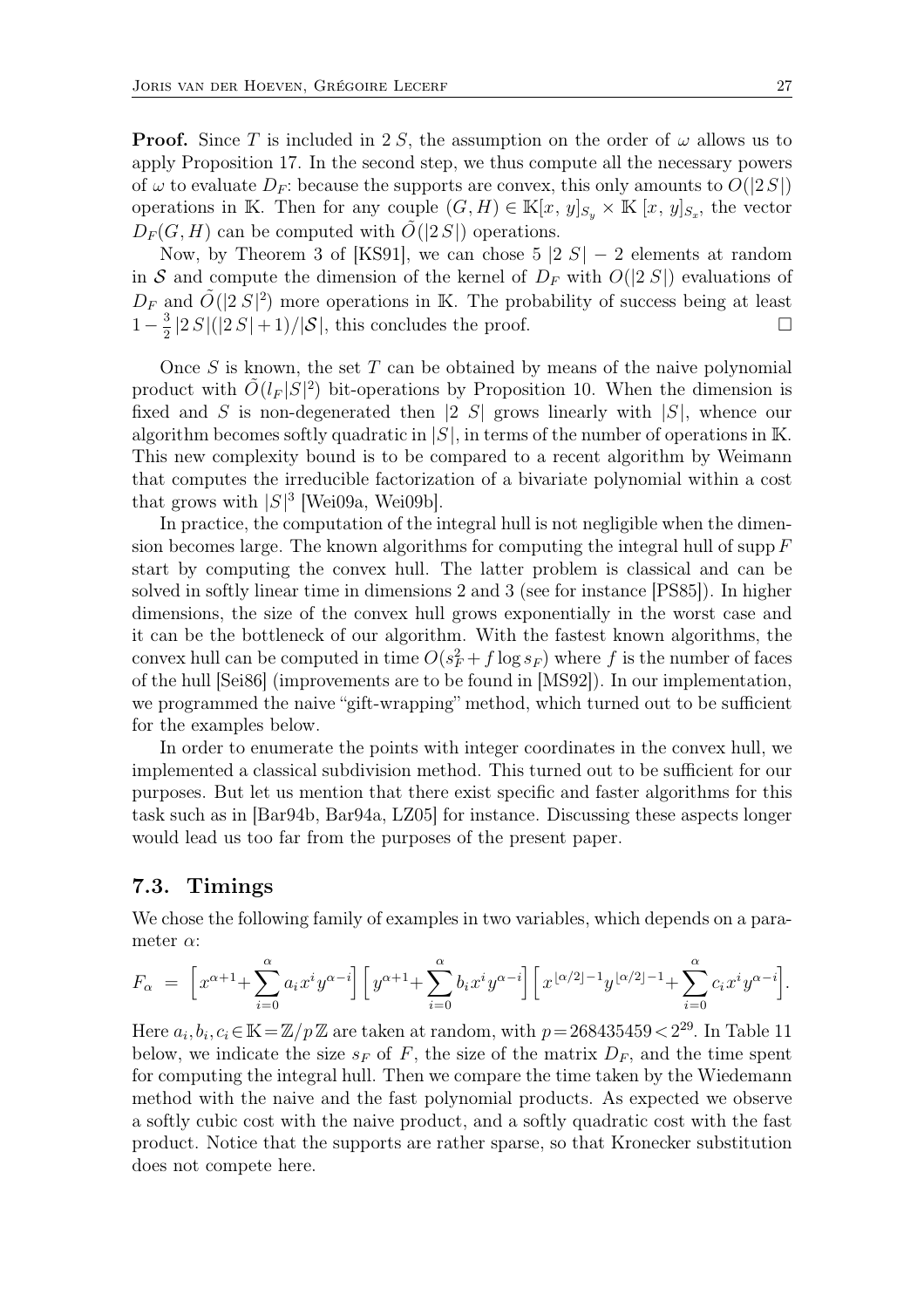**Proof.** Since $T$ is included in $2\,S$, the assumption on the order of $\omega$ allows us to apply Proposition 17. In the second step, we thus compute all the necessary powers of $\omega$ to evaluate $D_F$: because the supports are convex, this only amounts to $O(|2\,S|)$ operations in $\mathbb{K}$. Then for any couple $(G, H) \in \mathbb{K}[x,\, y]_{S_y} \times \mathbb{K}\,[x,\, y]_{S_x}$, the vector $D_F(G, H)$ can be computed with $\tilde{O}(|2\,S|)$ operations.

Now, by Theorem 3 of [KS91], we can chose $5\,|2\,S| - 2$ elements at random in $\mathcal{S}$ and compute the dimension of the kernel of $D_F$ with $O(|2\,S|)$ evaluations of $D_F$ and $\tilde{O}(|2\,S|^2)$ more operations in $\mathbb{K}$. The probability of success being at least $1 - \frac{3}{2}|2\,S|(|2\,S| + 1)/|\mathcal{S}|$, this concludes the proof. □

Once $S$ is known, the set $T$ can be obtained by means of the naive polynomial product with $\tilde{O}(l_F |S|^2)$ bit-operations by Proposition 10. When the dimension is fixed and $S$ is non-degenerated then $|2\ S|$ grows linearly with $|S|$, whence our algorithm becomes softly quadratic in $|S|$, in terms of the number of operations in $\mathbb{K}$. This new complexity bound is to be compared to a recent algorithm by Weimann that computes the irreducible factorization of a bivariate polynomial within a cost that grows with $|S|^3$ [Wei09a, Wei09b].

In practice, the computation of the integral hull is not negligible when the dimension becomes large. The known algorithms for computing the integral hull of $\operatorname{supp} F$ start by computing the convex hull. The latter problem is classical and can be solved in softly linear time in dimensions 2 and 3 (see for instance [PS85]). In higher dimensions, the size of the convex hull grows exponentially in the worst case and it can be the bottleneck of our algorithm. With the fastest known algorithms, the convex hull can be computed in time $O(s_F^2 + f \log s_F)$ where $f$ is the number of faces of the hull [Sei86] (improvements are to be found in [MS92]). In our implementation, we programmed the naive "gift-wrapping" method, which turned out to be sufficient for the examples below.

In order to enumerate the points with integer coordinates in the convex hull, we implemented a classical subdivision method. This turned out to be sufficient for our purposes. But let us mention that there exist specific and faster algorithms for this task such as in [Bar94b, Bar94a, LZ05] for instance. Discussing these aspects longer would lead us too far from the purposes of the present paper.

## 7.3. Timings

We chose the following family of examples in two variables, which depends on a parameter $\alpha$:

$$F_\alpha \;=\; \left[x^{\alpha+1} + \sum_{i=0}^{\alpha} a_i x^i y^{\alpha-i}\right] \left[y^{\alpha+1} + \sum_{i=0}^{\alpha} b_i x^i y^{\alpha-i}\right] \left[x^{\lfloor \alpha/2 \rfloor - 1} y^{\lfloor \alpha/2 \rfloor - 1} + \sum_{i=0}^{\alpha} c_i x^i y^{\alpha-i}\right].$$

Here $a_i, b_i, c_i \in \mathbb{K} = \mathbb{Z}/p\,\mathbb{Z}$ are taken at random, with $p = 268435459 < 2^{29}$. In Table 11 below, we indicate the size $s_F$ of $F$, the size of the matrix $D_F$, and the time spent for computing the integral hull. Then we compare the time taken by the Wiedemann method with the naive and the fast polynomial products. As expected we observe a softly cubic cost with the naive product, and a softly quadratic cost with the fast product. Notice that the supports are rather sparse, so that Kronecker substitution does not compete here.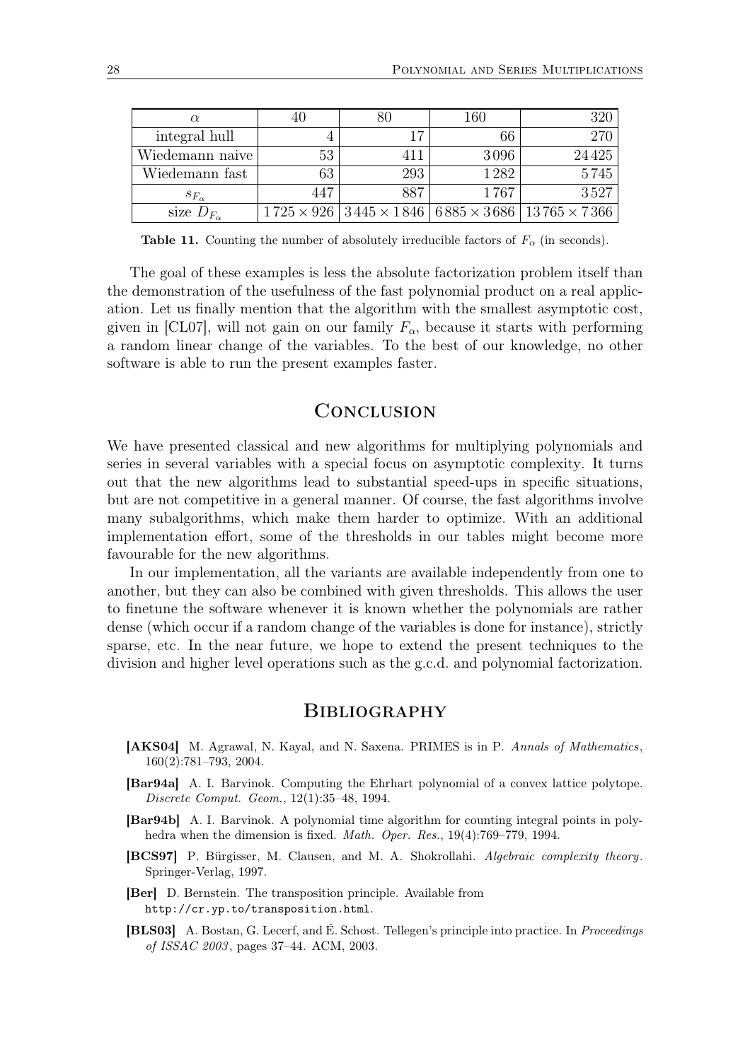| $\alpha$ | 40 | 80 | 160 | 320 |
|---|---|---|---|---|
| integral hull | 4 | 17 | 66 | 270 |
| Wiedemann naive | 53 | 411 | 3 096 | 24 425 |
| Wiedemann fast | 63 | 293 | 1 282 | 5 745 |
| $s_{F_\alpha}$ | 447 | 887 | 1 767 | 3 527 |
| size $D_{F_\alpha}$ | $1725 \times 926$ | $3445 \times 1846$ | $6885 \times 3686$ | $13765 \times 7366$ |

**Table 11.** Counting the number of absolutely irreducible factors of $F_\alpha$ (in seconds).

The goal of these examples is less the absolute factorization problem itself than the demonstration of the usefulness of the fast polynomial product on a real application. Let us finally mention that the algorithm with the smallest asymptotic cost, given in [CL07], will not gain on our family $F_\alpha$, because it starts with performing a random linear change of the variables. To the best of our knowledge, no other software is able to run the present examples faster.

## Conclusion

We have presented classical and new algorithms for multiplying polynomials and series in several variables with a special focus on asymptotic complexity. It turns out that the new algorithms lead to substantial speed-ups in specific situations, but are not competitive in a general manner. Of course, the fast algorithms involve many subalgorithms, which make them harder to optimize. With an additional implementation effort, some of the thresholds in our tables might become more favourable for the new algorithms.

In our implementation, all the variants are available independently from one to another, but they can also be combined with given thresholds. This allows the user to finetune the software whenever it is known whether the polynomials are rather dense (which occur if a random change of the variables is done for instance), strictly sparse, etc. In the near future, we hope to extend the present techniques to the division and higher level operations such as the g.c.d. and polynomial factorization.

## Bibliography

**[AKS04]** M. Agrawal, N. Kayal, and N. Saxena. PRIMES is in P. *Annals of Mathematics*, 160(2):781–793, 2004.

**[Bar94a]** A. I. Barvinok. Computing the Ehrhart polynomial of a convex lattice polytope. *Discrete Comput. Geom.*, 12(1):35–48, 1994.

**[Bar94b]** A. I. Barvinok. A polynomial time algorithm for counting integral points in polyhedra when the dimension is fixed. *Math. Oper. Res.*, 19(4):769–779, 1994.

**[BCS97]** P. Bürgisser, M. Clausen, and M. A. Shokrollahi. *Algebraic complexity theory*. Springer-Verlag, 1997.

**[Ber]** D. Bernstein. The transposition principle. Available from http://cr.yp.to/transposition.html.

**[BLS03]** A. Bostan, G. Lecerf, and É. Schost. Tellegen's principle into practice. In *Proceedings of ISSAC 2003*, pages 37–44. ACM, 2003.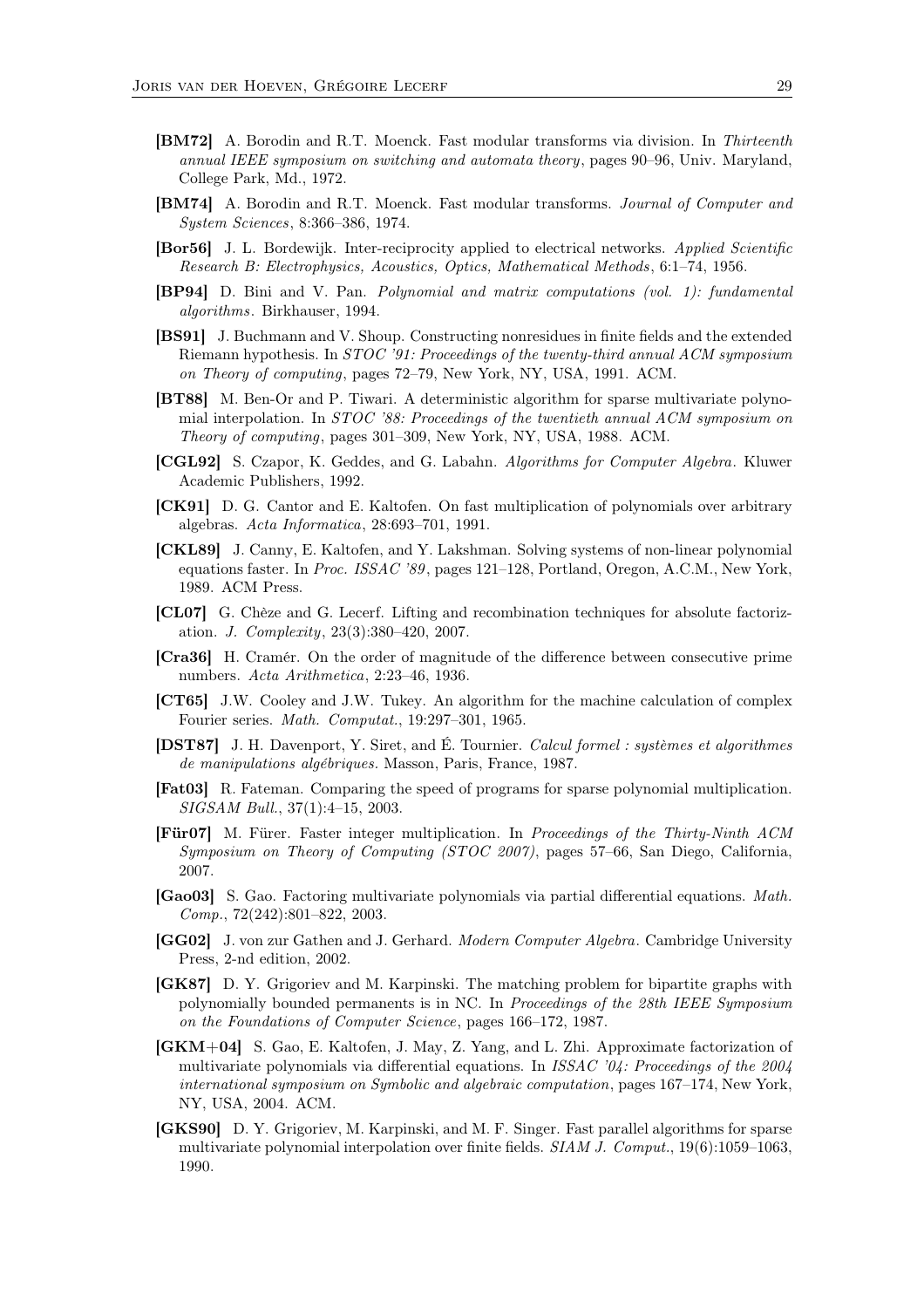**[BM72]** A. Borodin and R.T. Moenck. Fast modular transforms via division. In *Thirteenth annual IEEE symposium on switching and automata theory*, pages 90–96, Univ. Maryland, College Park, Md., 1972.

**[BM74]** A. Borodin and R.T. Moenck. Fast modular transforms. *Journal of Computer and System Sciences*, 8:366–386, 1974.

**[Bor56]** J. L. Bordewijk. Inter-reciprocity applied to electrical networks. *Applied Scientific Research B: Electrophysics, Acoustics, Optics, Mathematical Methods*, 6:1–74, 1956.

**[BP94]** D. Bini and V. Pan. *Polynomial and matrix computations (vol. 1): fundamental algorithms*. Birkhauser, 1994.

**[BS91]** J. Buchmann and V. Shoup. Constructing nonresidues in finite fields and the extended Riemann hypothesis. In *STOC '91: Proceedings of the twenty-third annual ACM symposium on Theory of computing*, pages 72–79, New York, NY, USA, 1991. ACM.

**[BT88]** M. Ben-Or and P. Tiwari. A deterministic algorithm for sparse multivariate polynomial interpolation. In *STOC '88: Proceedings of the twentieth annual ACM symposium on Theory of computing*, pages 301–309, New York, NY, USA, 1988. ACM.

**[CGL92]** S. Czapor, K. Geddes, and G. Labahn. *Algorithms for Computer Algebra*. Kluwer Academic Publishers, 1992.

**[CK91]** D. G. Cantor and E. Kaltofen. On fast multiplication of polynomials over arbitrary algebras. *Acta Informatica*, 28:693–701, 1991.

**[CKL89]** J. Canny, E. Kaltofen, and Y. Lakshman. Solving systems of non-linear polynomial equations faster. In *Proc. ISSAC '89*, pages 121–128, Portland, Oregon, A.C.M., New York, 1989. ACM Press.

**[CL07]** G. Chèze and G. Lecerf. Lifting and recombination techniques for absolute factorization. *J. Complexity*, 23(3):380–420, 2007.

**[Cra36]** H. Cramér. On the order of magnitude of the difference between consecutive prime numbers. *Acta Arithmetica*, 2:23–46, 1936.

**[CT65]** J.W. Cooley and J.W. Tukey. An algorithm for the machine calculation of complex Fourier series. *Math. Computat.*, 19:297–301, 1965.

**[DST87]** J. H. Davenport, Y. Siret, and É. Tournier. *Calcul formel : systèmes et algorithmes de manipulations algébriques*. Masson, Paris, France, 1987.

**[Fat03]** R. Fateman. Comparing the speed of programs for sparse polynomial multiplication. *SIGSAM Bull.*, 37(1):4–15, 2003.

**[Für07]** M. Fürer. Faster integer multiplication. In *Proceedings of the Thirty-Ninth ACM Symposium on Theory of Computing (STOC 2007)*, pages 57–66, San Diego, California, 2007.

**[Gao03]** S. Gao. Factoring multivariate polynomials via partial differential equations. *Math. Comp.*, 72(242):801–822, 2003.

**[GG02]** J. von zur Gathen and J. Gerhard. *Modern Computer Algebra*. Cambridge University Press, 2-nd edition, 2002.

**[GK87]** D. Y. Grigoriev and M. Karpinski. The matching problem for bipartite graphs with polynomially bounded permanents is in NC. In *Proceedings of the 28th IEEE Symposium on the Foundations of Computer Science*, pages 166–172, 1987.

**[GKM+04]** S. Gao, E. Kaltofen, J. May, Z. Yang, and L. Zhi. Approximate factorization of multivariate polynomials via differential equations. In *ISSAC '04: Proceedings of the 2004 international symposium on Symbolic and algebraic computation*, pages 167–174, New York, NY, USA, 2004. ACM.

**[GKS90]** D. Y. Grigoriev, M. Karpinski, and M. F. Singer. Fast parallel algorithms for sparse multivariate polynomial interpolation over finite fields. *SIAM J. Comput.*, 19(6):1059–1063, 1990.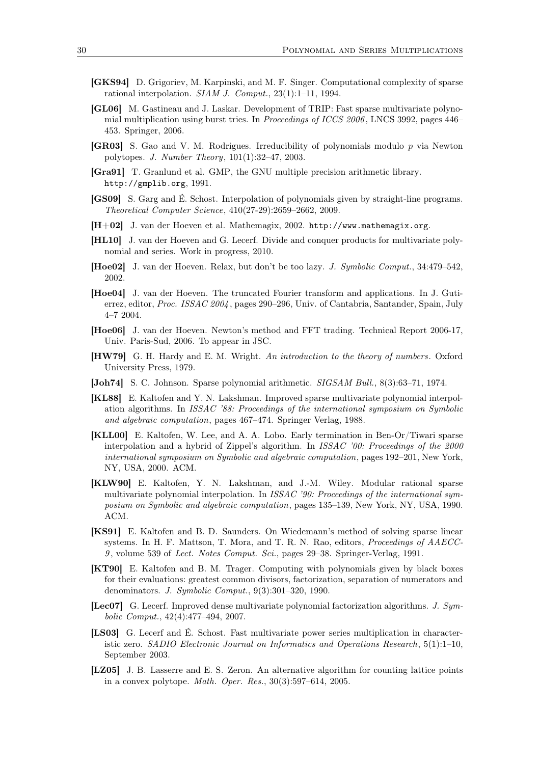**[GKS94]** D. Grigoriev, M. Karpinski, and M. F. Singer. Computational complexity of sparse rational interpolation. *SIAM J. Comput.*, 23(1):1–11, 1994.

**[GL06]** M. Gastineau and J. Laskar. Development of TRIP: Fast sparse multivariate polynomial multiplication using burst tries. In *Proceedings of ICCS 2006*, LNCS 3992, pages 446–453. Springer, 2006.

**[GR03]** S. Gao and V. M. Rodrigues. Irreducibility of polynomials modulo $p$ via Newton polytopes. *J. Number Theory*, 101(1):32–47, 2003.

**[Gra91]** T. Granlund et al. GMP, the GNU multiple precision arithmetic library. `http://gmplib.org`, 1991.

**[GS09]** S. Garg and É. Schost. Interpolation of polynomials given by straight-line programs. *Theoretical Computer Science*, 410(27-29):2659–2662, 2009.

**[H+02]** J. van der Hoeven et al. Mathemagix, 2002. `http://www.mathemagix.org`.

**[HL10]** J. van der Hoeven and G. Lecerf. Divide and conquer products for multivariate polynomial and series. Work in progress, 2010.

**[Hoe02]** J. van der Hoeven. Relax, but don't be too lazy. *J. Symbolic Comput.*, 34:479–542, 2002.

**[Hoe04]** J. van der Hoeven. The truncated Fourier transform and applications. In J. Gutierrez, editor, *Proc. ISSAC 2004*, pages 290–296, Univ. of Cantabria, Santander, Spain, July 4–7 2004.

**[Hoe06]** J. van der Hoeven. Newton's method and FFT trading. Technical Report 2006-17, Univ. Paris-Sud, 2006. To appear in JSC.

**[HW79]** G. H. Hardy and E. M. Wright. *An introduction to the theory of numbers*. Oxford University Press, 1979.

**[Joh74]** S. C. Johnson. Sparse polynomial arithmetic. *SIGSAM Bull.*, 8(3):63–71, 1974.

**[KL88]** E. Kaltofen and Y. N. Lakshman. Improved sparse multivariate polynomial interpolation algorithms. In *ISSAC '88: Proceedings of the international symposium on Symbolic and algebraic computation*, pages 467–474. Springer Verlag, 1988.

**[KLL00]** E. Kaltofen, W. Lee, and A. A. Lobo. Early termination in Ben-Or/Tiwari sparse interpolation and a hybrid of Zippel's algorithm. In *ISSAC '00: Proceedings of the 2000 international symposium on Symbolic and algebraic computation*, pages 192–201, New York, NY, USA, 2000. ACM.

**[KLW90]** E. Kaltofen, Y. N. Lakshman, and J.-M. Wiley. Modular rational sparse multivariate polynomial interpolation. In *ISSAC '90: Proceedings of the international symposium on Symbolic and algebraic computation*, pages 135–139, New York, NY, USA, 1990. ACM.

**[KS91]** E. Kaltofen and B. D. Saunders. On Wiedemann's method of solving sparse linear systems. In H. F. Mattson, T. Mora, and T. R. N. Rao, editors, *Proceedings of AAECC-9*, volume 539 of *Lect. Notes Comput. Sci.*, pages 29–38. Springer-Verlag, 1991.

**[KT90]** E. Kaltofen and B. M. Trager. Computing with polynomials given by black boxes for their evaluations: greatest common divisors, factorization, separation of numerators and denominators. *J. Symbolic Comput.*, 9(3):301–320, 1990.

**[Lec07]** G. Lecerf. Improved dense multivariate polynomial factorization algorithms. *J. Symbolic Comput.*, 42(4):477–494, 2007.

**[LS03]** G. Lecerf and É. Schost. Fast multivariate power series multiplication in characteristic zero. *SADIO Electronic Journal on Informatics and Operations Research*, 5(1):1–10, September 2003.

**[LZ05]** J. B. Lasserre and E. S. Zeron. An alternative algorithm for counting lattice points in a convex polytope. *Math. Oper. Res.*, 30(3):597–614, 2005.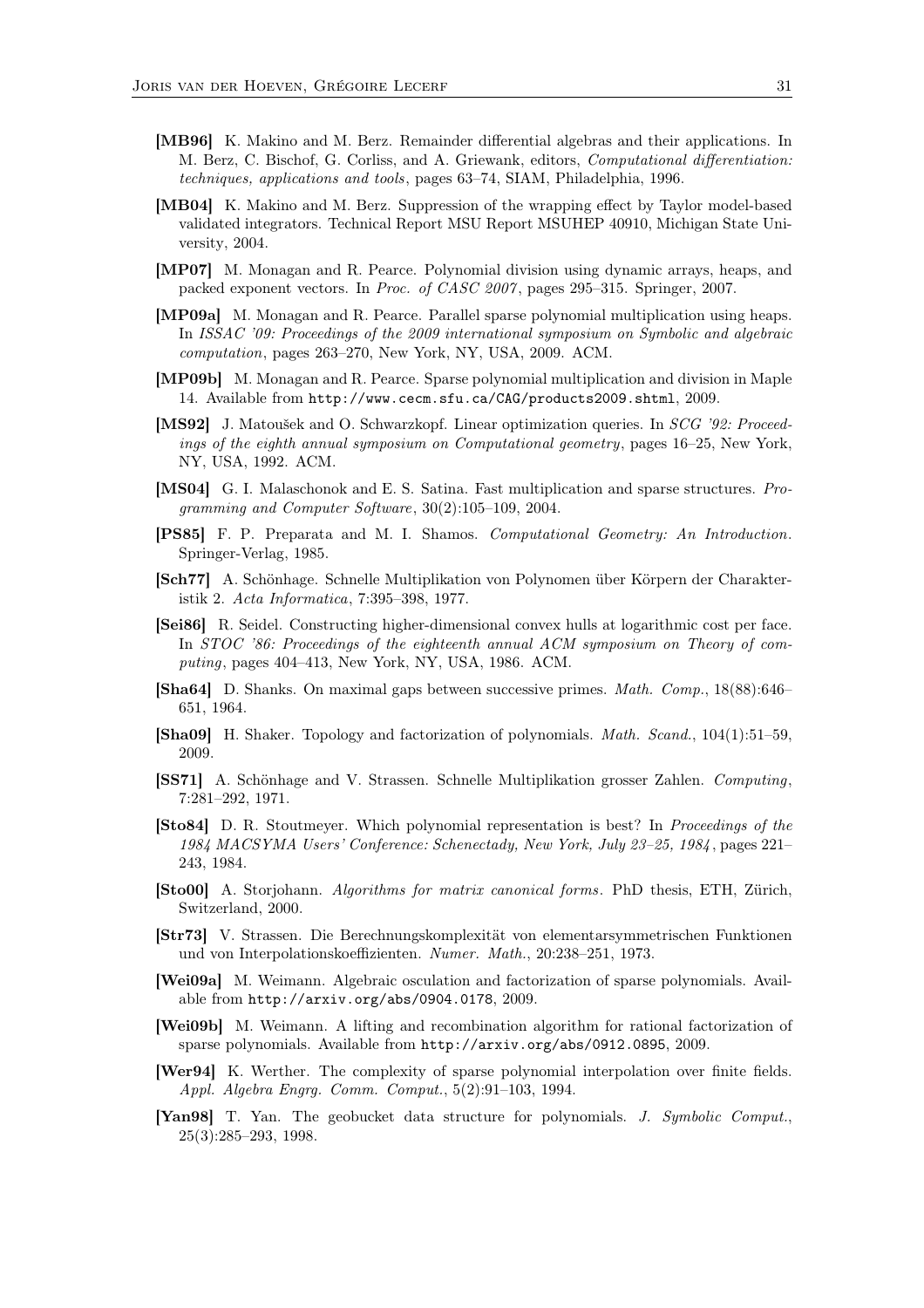**[MB96]** K. Makino and M. Berz. Remainder differential algebras and their applications. In M. Berz, C. Bischof, G. Corliss, and A. Griewank, editors, *Computational differentiation: techniques, applications and tools*, pages 63–74, SIAM, Philadelphia, 1996.

**[MB04]** K. Makino and M. Berz. Suppression of the wrapping effect by Taylor model-based validated integrators. Technical Report MSU Report MSUHEP 40910, Michigan State University, 2004.

**[MP07]** M. Monagan and R. Pearce. Polynomial division using dynamic arrays, heaps, and packed exponent vectors. In *Proc. of CASC 2007*, pages 295–315. Springer, 2007.

**[MP09a]** M. Monagan and R. Pearce. Parallel sparse polynomial multiplication using heaps. In *ISSAC '09: Proceedings of the 2009 international symposium on Symbolic and algebraic computation*, pages 263–270, New York, NY, USA, 2009. ACM.

**[MP09b]** M. Monagan and R. Pearce. Sparse polynomial multiplication and division in Maple 14. Available from `http://www.cecm.sfu.ca/CAG/products2009.shtml`, 2009.

**[MS92]** J. Matoušek and O. Schwarzkopf. Linear optimization queries. In *SCG '92: Proceedings of the eighth annual symposium on Computational geometry*, pages 16–25, New York, NY, USA, 1992. ACM.

**[MS04]** G. I. Malaschonok and E. S. Satina. Fast multiplication and sparse structures. *Programming and Computer Software*, 30(2):105–109, 2004.

**[PS85]** F. P. Preparata and M. I. Shamos. *Computational Geometry: An Introduction*. Springer-Verlag, 1985.

**[Sch77]** A. Schönhage. Schnelle Multiplikation von Polynomen über Körpern der Charakteristik 2. *Acta Informatica*, 7:395–398, 1977.

**[Sei86]** R. Seidel. Constructing higher-dimensional convex hulls at logarithmic cost per face. In *STOC '86: Proceedings of the eighteenth annual ACM symposium on Theory of computing*, pages 404–413, New York, NY, USA, 1986. ACM.

**[Sha64]** D. Shanks. On maximal gaps between successive primes. *Math. Comp.*, 18(88):646–651, 1964.

**[Sha09]** H. Shaker. Topology and factorization of polynomials. *Math. Scand.*, 104(1):51–59, 2009.

**[SS71]** A. Schönhage and V. Strassen. Schnelle Multiplikation grosser Zahlen. *Computing*, 7:281–292, 1971.

**[Sto84]** D. R. Stoutmeyer. Which polynomial representation is best? In *Proceedings of the 1984 MACSYMA Users' Conference: Schenectady, New York, July 23–25, 1984*, pages 221–243, 1984.

**[Sto00]** A. Storjohann. *Algorithms for matrix canonical forms*. PhD thesis, ETH, Zürich, Switzerland, 2000.

**[Str73]** V. Strassen. Die Berechnungskomplexität von elementarsymmetrischen Funktionen und von Interpolationskoeffizienten. *Numer. Math.*, 20:238–251, 1973.

**[Wei09a]** M. Weimann. Algebraic osculation and factorization of sparse polynomials. Available from `http://arxiv.org/abs/0904.0178`, 2009.

**[Wei09b]** M. Weimann. A lifting and recombination algorithm for rational factorization of sparse polynomials. Available from `http://arxiv.org/abs/0912.0895`, 2009.

**[Wer94]** K. Werther. The complexity of sparse polynomial interpolation over finite fields. *Appl. Algebra Engrg. Comm. Comput.*, 5(2):91–103, 1994.

**[Yan98]** T. Yan. The geobucket data structure for polynomials. *J. Symbolic Comput.*, 25(3):285–293, 1998.